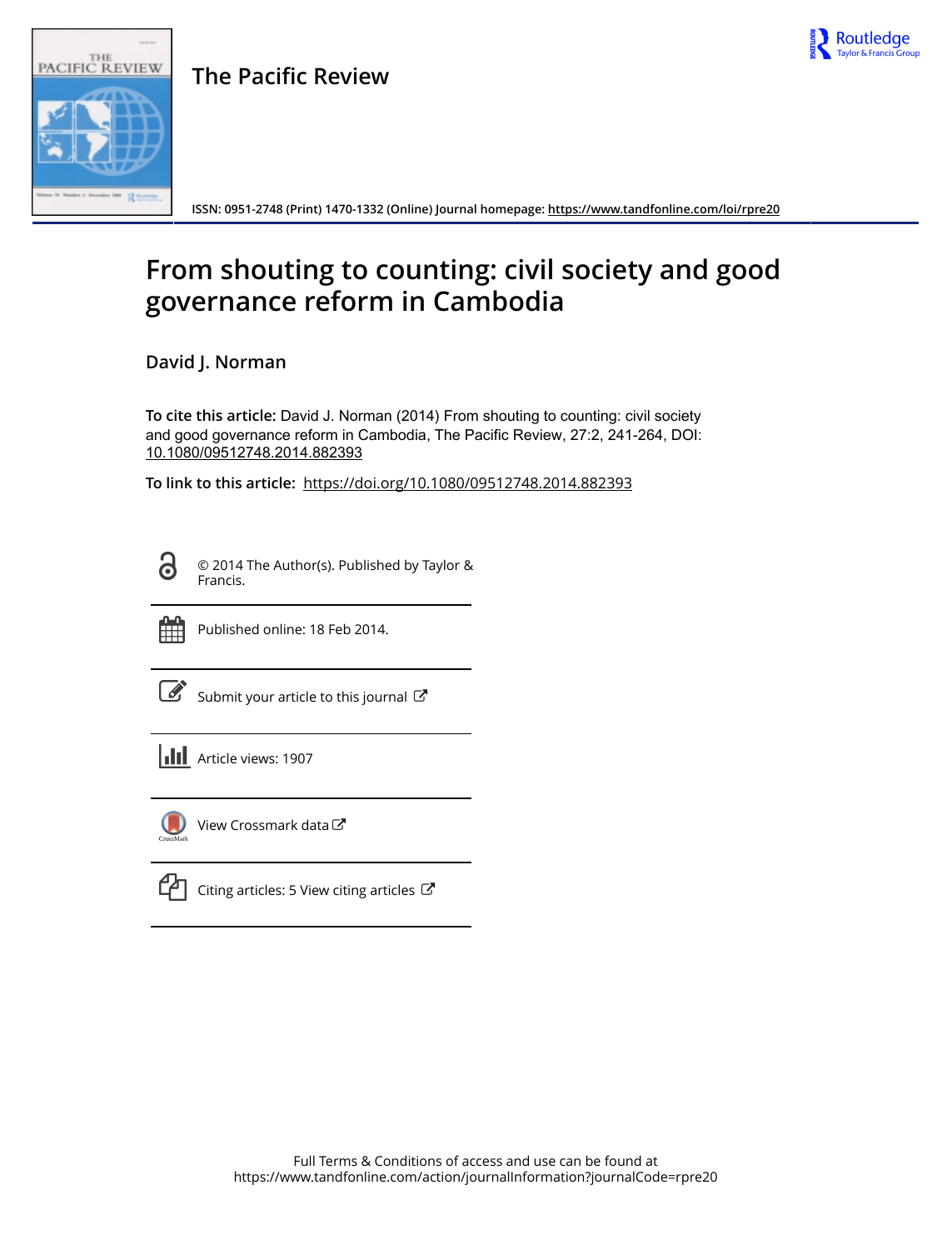# The Pacific Review

ISSN: 0951-2748 (Print) 1470-1332 (Online) Journal homepage: https://www.tandfonline.com/loi/rpre20

# From shouting to counting: civil society and good governance reform in Cambodia

David J. Norman

**To cite this article:** David J. Norman (2014) From shouting to counting: civil society and good governance reform in Cambodia, The Pacific Review, 27:2, 241-264, DOI: 10.1080/09512748.2014.882393

**To link to this article:** https://doi.org/10.1080/09512748.2014.882393

© 2014 The Author(s). Published by Taylor & Francis.

Published online: 18 Feb 2014.

Submit your article to this journal

Article views: 1907

View Crossmark data

Citing articles: 5 View citing articles

Full Terms & Conditions of access and use can be found at
https://www.tandfonline.com/action/journalInformation?journalCode=rpre20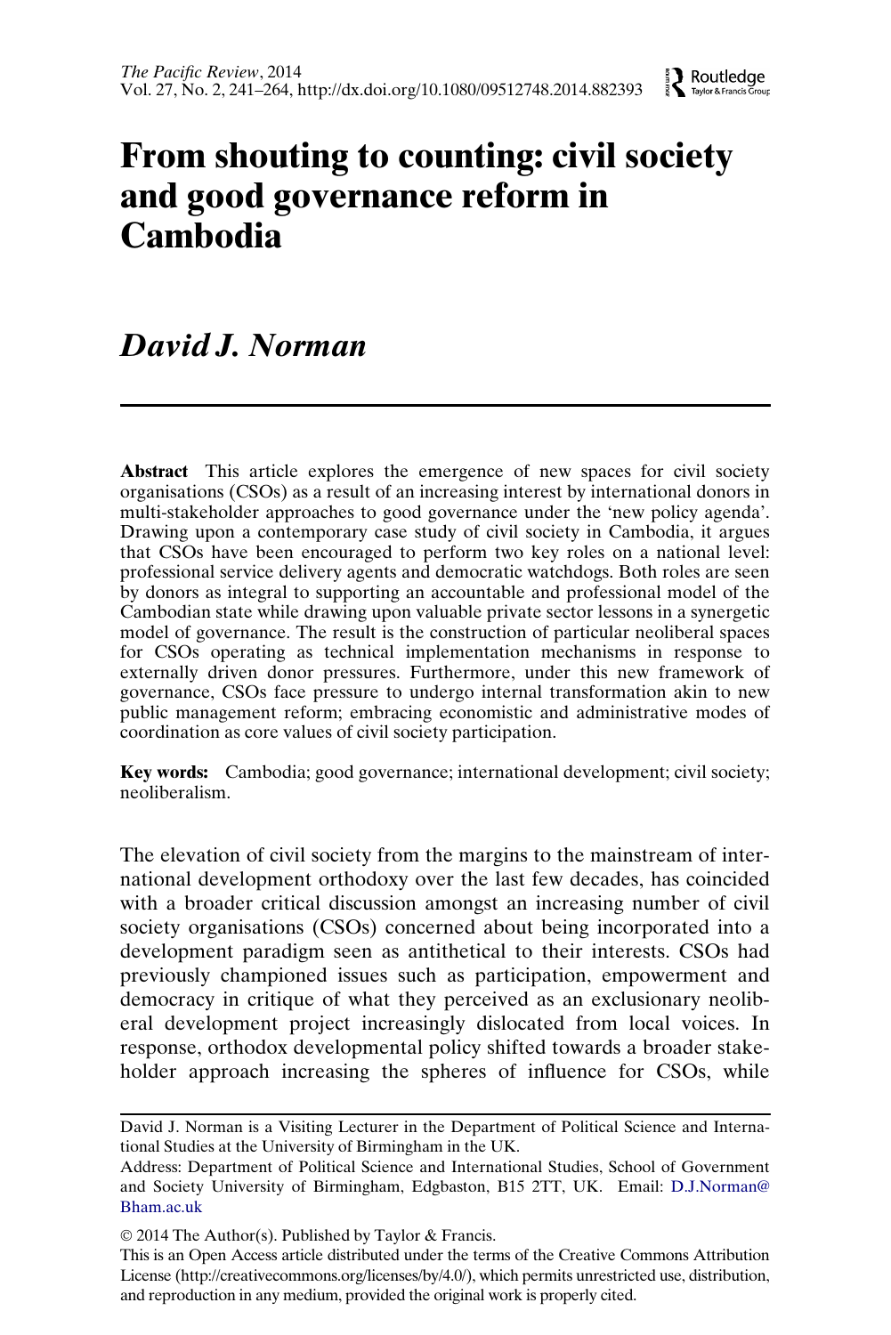# From shouting to counting: civil society and good governance reform in Cambodia

## *David J. Norman*

**Abstract** This article explores the emergence of new spaces for civil society organisations (CSOs) as a result of an increasing interest by international donors in multi-stakeholder approaches to good governance under the 'new policy agenda'. Drawing upon a contemporary case study of civil society in Cambodia, it argues that CSOs have been encouraged to perform two key roles on a national level: professional service delivery agents and democratic watchdogs. Both roles are seen by donors as integral to supporting an accountable and professional model of the Cambodian state while drawing upon valuable private sector lessons in a synergetic model of governance. The result is the construction of particular neoliberal spaces for CSOs operating as technical implementation mechanisms in response to externally driven donor pressures. Furthermore, under this new framework of governance, CSOs face pressure to undergo internal transformation akin to new public management reform; embracing economistic and administrative modes of coordination as core values of civil society participation.

**Key words:** Cambodia; good governance; international development; civil society; neoliberalism.

The elevation of civil society from the margins to the mainstream of international development orthodoxy over the last few decades, has coincided with a broader critical discussion amongst an increasing number of civil society organisations (CSOs) concerned about being incorporated into a development paradigm seen as antithetical to their interests. CSOs had previously championed issues such as participation, empowerment and democracy in critique of what they perceived as an exclusionary neoliberal development project increasingly dislocated from local voices. In response, orthodox developmental policy shifted towards a broader stakeholder approach increasing the spheres of influence for CSOs, while

---

David J. Norman is a Visiting Lecturer in the Department of Political Science and International Studies at the University of Birmingham in the UK.

Address: Department of Political Science and International Studies, School of Government and Society University of Birmingham, Edgbaston, B15 2TT, UK. Email: D.J.Norman@Bham.ac.uk

© 2014 The Author(s). Published by Taylor & Francis.

This is an Open Access article distributed under the terms of the Creative Commons Attribution License (http://creativecommons.org/licenses/by/4.0/), which permits unrestricted use, distribution, and reproduction in any medium, provided the original work is properly cited.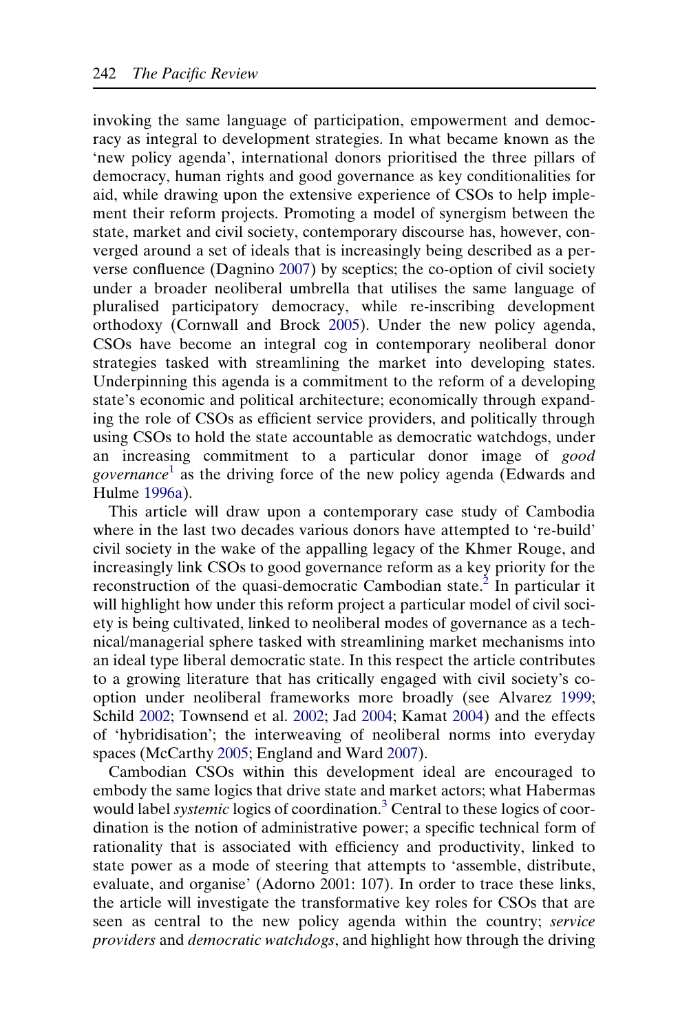invoking the same language of participation, empowerment and democracy as integral to development strategies. In what became known as the 'new policy agenda', international donors prioritised the three pillars of democracy, human rights and good governance as key conditionalities for aid, while drawing upon the extensive experience of CSOs to help implement their reform projects. Promoting a model of synergism between the state, market and civil society, contemporary discourse has, however, converged around a set of ideals that is increasingly being described as a perverse confluence (Dagnino 2007) by sceptics; the co-option of civil society under a broader neoliberal umbrella that utilises the same language of pluralised participatory democracy, while re-inscribing development orthodoxy (Cornwall and Brock 2005). Under the new policy agenda, CSOs have become an integral cog in contemporary neoliberal donor strategies tasked with streamlining the market into developing states. Underpinning this agenda is a commitment to the reform of a developing state's economic and political architecture; economically through expanding the role of CSOs as efficient service providers, and politically through using CSOs to hold the state accountable as democratic watchdogs, under an increasing commitment to a particular donor image of *good governance*[1] as the driving force of the new policy agenda (Edwards and Hulme 1996a).

This article will draw upon a contemporary case study of Cambodia where in the last two decades various donors have attempted to 're-build' civil society in the wake of the appalling legacy of the Khmer Rouge, and increasingly link CSOs to good governance reform as a key priority for the reconstruction of the quasi-democratic Cambodian state.[2] In particular it will highlight how under this reform project a particular model of civil society is being cultivated, linked to neoliberal modes of governance as a technical/managerial sphere tasked with streamlining market mechanisms into an ideal type liberal democratic state. In this respect the article contributes to a growing literature that has critically engaged with civil society's co-option under neoliberal frameworks more broadly (see Alvarez 1999; Schild 2002; Townsend et al. 2002; Jad 2004; Kamat 2004) and the effects of 'hybridisation'; the interweaving of neoliberal norms into everyday spaces (McCarthy 2005; England and Ward 2007).

Cambodian CSOs within this development ideal are encouraged to embody the same logics that drive state and market actors; what Habermas would label *systemic* logics of coordination.[3] Central to these logics of coordination is the notion of administrative power; a specific technical form of rationality that is associated with efficiency and productivity, linked to state power as a mode of steering that attempts to 'assemble, distribute, evaluate, and organise' (Adorno 2001: 107). In order to trace these links, the article will investigate the transformative key roles for CSOs that are seen as central to the new policy agenda within the country; *service providers* and *democratic watchdogs*, and highlight how through the driving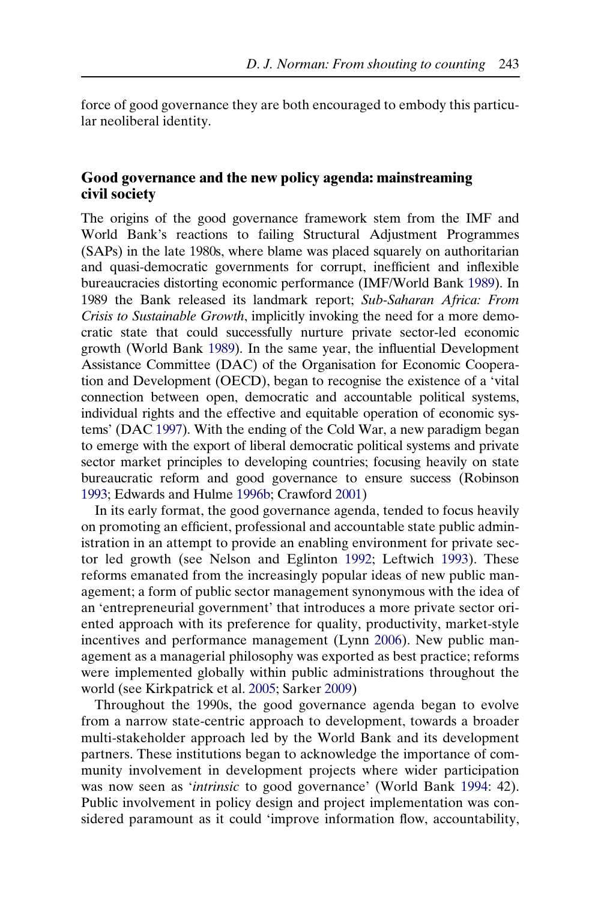force of good governance they are both encouraged to embody this particular neoliberal identity.

## Good governance and the new policy agenda: mainstreaming civil society

The origins of the good governance framework stem from the IMF and World Bank's reactions to failing Structural Adjustment Programmes (SAPs) in the late 1980s, where blame was placed squarely on authoritarian and quasi-democratic governments for corrupt, inefficient and inflexible bureaucracies distorting economic performance (IMF/World Bank 1989). In 1989 the Bank released its landmark report; *Sub-Saharan Africa: From Crisis to Sustainable Growth*, implicitly invoking the need for a more democratic state that could successfully nurture private sector-led economic growth (World Bank 1989). In the same year, the influential Development Assistance Committee (DAC) of the Organisation for Economic Cooperation and Development (OECD), began to recognise the existence of a 'vital connection between open, democratic and accountable political systems, individual rights and the effective and equitable operation of economic systems' (DAC 1997). With the ending of the Cold War, a new paradigm began to emerge with the export of liberal democratic political systems and private sector market principles to developing countries; focusing heavily on state bureaucratic reform and good governance to ensure success (Robinson 1993; Edwards and Hulme 1996b; Crawford 2001)

In its early format, the good governance agenda, tended to focus heavily on promoting an efficient, professional and accountable state public administration in an attempt to provide an enabling environment for private sector led growth (see Nelson and Eglinton 1992; Leftwich 1993). These reforms emanated from the increasingly popular ideas of new public management; a form of public sector management synonymous with the idea of an 'entrepreneurial government' that introduces a more private sector oriented approach with its preference for quality, productivity, market-style incentives and performance management (Lynn 2006). New public management as a managerial philosophy was exported as best practice; reforms were implemented globally within public administrations throughout the world (see Kirkpatrick et al. 2005; Sarker 2009)

Throughout the 1990s, the good governance agenda began to evolve from a narrow state-centric approach to development, towards a broader multi-stakeholder approach led by the World Bank and its development partners. These institutions began to acknowledge the importance of community involvement in development projects where wider participation was now seen as '*intrinsic* to good governance' (World Bank 1994: 42). Public involvement in policy design and project implementation was considered paramount as it could 'improve information flow, accountability,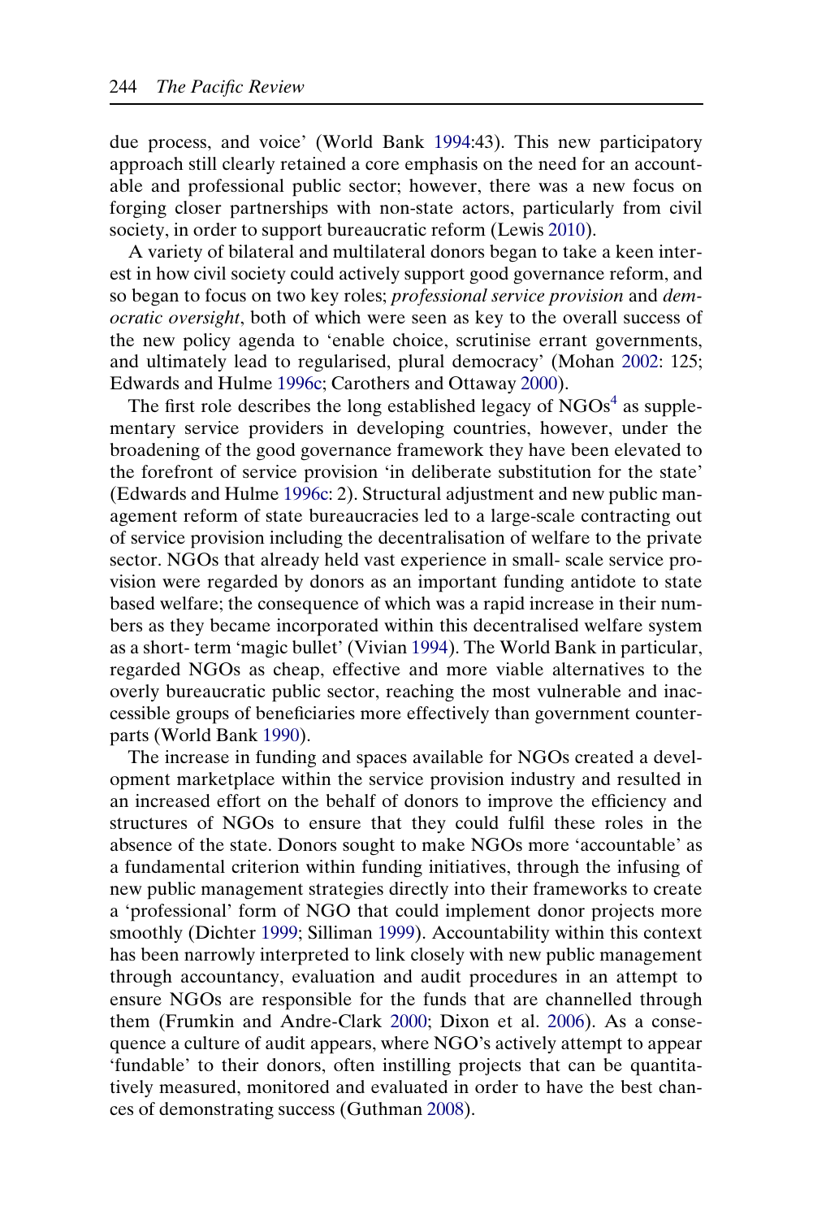due process, and voice' (World Bank 1994:43). This new participatory approach still clearly retained a core emphasis on the need for an accountable and professional public sector; however, there was a new focus on forging closer partnerships with non-state actors, particularly from civil society, in order to support bureaucratic reform (Lewis 2010).

A variety of bilateral and multilateral donors began to take a keen interest in how civil society could actively support good governance reform, and so began to focus on two key roles; *professional service provision* and *democratic oversight*, both of which were seen as key to the overall success of the new policy agenda to 'enable choice, scrutinise errant governments, and ultimately lead to regularised, plural democracy' (Mohan 2002: 125; Edwards and Hulme 1996c; Carothers and Ottaway 2000).

The first role describes the long established legacy of NGOs[4] as supplementary service providers in developing countries, however, under the broadening of the good governance framework they have been elevated to the forefront of service provision 'in deliberate substitution for the state' (Edwards and Hulme 1996c: 2). Structural adjustment and new public management reform of state bureaucracies led to a large-scale contracting out of service provision including the decentralisation of welfare to the private sector. NGOs that already held vast experience in small- scale service provision were regarded by donors as an important funding antidote to state based welfare; the consequence of which was a rapid increase in their numbers as they became incorporated within this decentralised welfare system as a short- term 'magic bullet' (Vivian 1994). The World Bank in particular, regarded NGOs as cheap, effective and more viable alternatives to the overly bureaucratic public sector, reaching the most vulnerable and inaccessible groups of beneficiaries more effectively than government counterparts (World Bank 1990).

The increase in funding and spaces available for NGOs created a development marketplace within the service provision industry and resulted in an increased effort on the behalf of donors to improve the efficiency and structures of NGOs to ensure that they could fulfil these roles in the absence of the state. Donors sought to make NGOs more 'accountable' as a fundamental criterion within funding initiatives, through the infusing of new public management strategies directly into their frameworks to create a 'professional' form of NGO that could implement donor projects more smoothly (Dichter 1999; Silliman 1999). Accountability within this context has been narrowly interpreted to link closely with new public management through accountancy, evaluation and audit procedures in an attempt to ensure NGOs are responsible for the funds that are channelled through them (Frumkin and Andre-Clark 2000; Dixon et al. 2006). As a consequence a culture of audit appears, where NGO's actively attempt to appear 'fundable' to their donors, often instilling projects that can be quantitatively measured, monitored and evaluated in order to have the best chances of demonstrating success (Guthman 2008).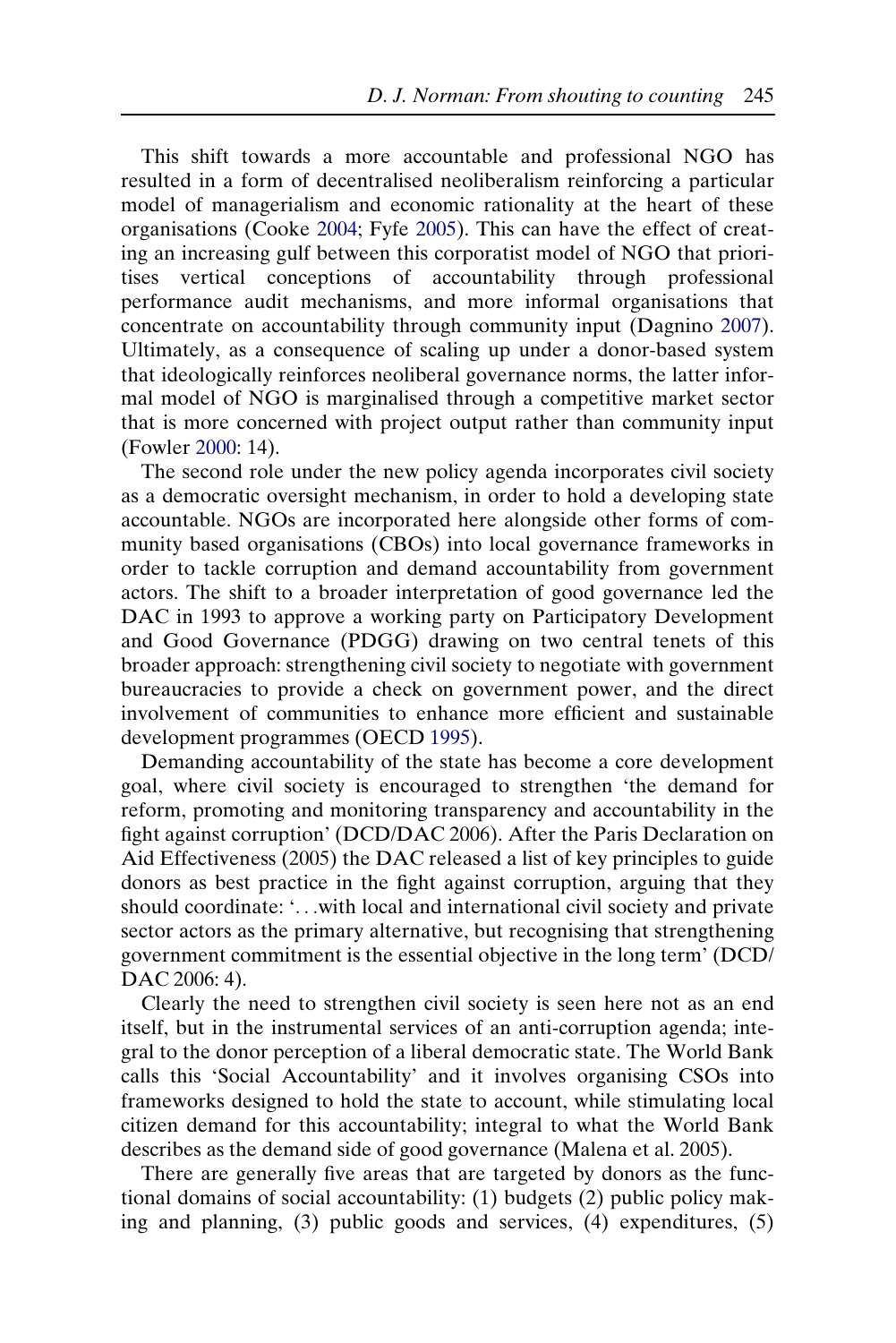This shift towards a more accountable and professional NGO has resulted in a form of decentralised neoliberalism reinforcing a particular model of managerialism and economic rationality at the heart of these organisations (Cooke 2004; Fyfe 2005). This can have the effect of creating an increasing gulf between this corporatist model of NGO that prioritises vertical conceptions of accountability through professional performance audit mechanisms, and more informal organisations that concentrate on accountability through community input (Dagnino 2007). Ultimately, as a consequence of scaling up under a donor-based system that ideologically reinforces neoliberal governance norms, the latter informal model of NGO is marginalised through a competitive market sector that is more concerned with project output rather than community input (Fowler 2000: 14).

The second role under the new policy agenda incorporates civil society as a democratic oversight mechanism, in order to hold a developing state accountable. NGOs are incorporated here alongside other forms of community based organisations (CBOs) into local governance frameworks in order to tackle corruption and demand accountability from government actors. The shift to a broader interpretation of good governance led the DAC in 1993 to approve a working party on Participatory Development and Good Governance (PDGG) drawing on two central tenets of this broader approach: strengthening civil society to negotiate with government bureaucracies to provide a check on government power, and the direct involvement of communities to enhance more efficient and sustainable development programmes (OECD 1995).

Demanding accountability of the state has become a core development goal, where civil society is encouraged to strengthen 'the demand for reform, promoting and monitoring transparency and accountability in the fight against corruption' (DCD/DAC 2006). After the Paris Declaration on Aid Effectiveness (2005) the DAC released a list of key principles to guide donors as best practice in the fight against corruption, arguing that they should coordinate: '...with local and international civil society and private sector actors as the primary alternative, but recognising that strengthening government commitment is the essential objective in the long term' (DCD/DAC 2006: 4).

Clearly the need to strengthen civil society is seen here not as an end itself, but in the instrumental services of an anti-corruption agenda; integral to the donor perception of a liberal democratic state. The World Bank calls this 'Social Accountability' and it involves organising CSOs into frameworks designed to hold the state to account, while stimulating local citizen demand for this accountability; integral to what the World Bank describes as the demand side of good governance (Malena et al. 2005).

There are generally five areas that are targeted by donors as the functional domains of social accountability: (1) budgets (2) public policy making and planning, (3) public goods and services, (4) expenditures, (5)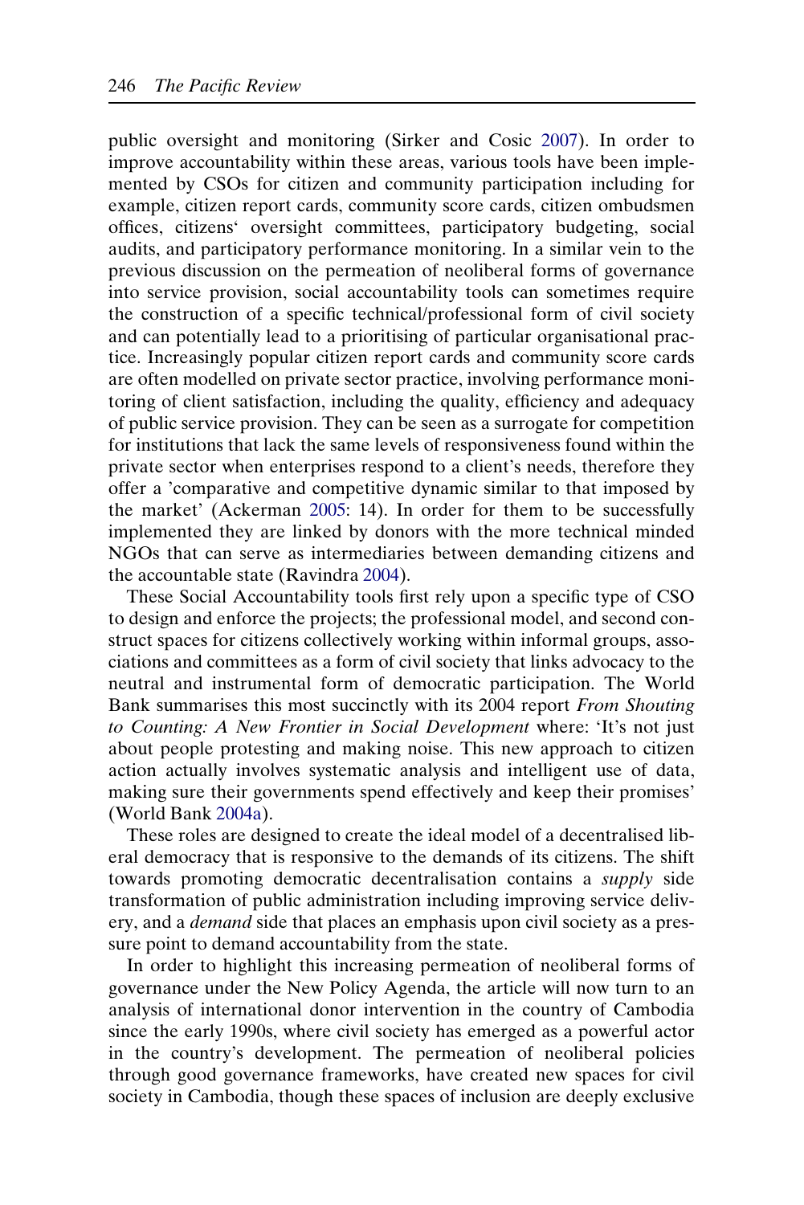public oversight and monitoring (Sirker and Cosic 2007). In order to improve accountability within these areas, various tools have been implemented by CSOs for citizen and community participation including for example, citizen report cards, community score cards, citizen ombudsmen offices, citizens' oversight committees, participatory budgeting, social audits, and participatory performance monitoring. In a similar vein to the previous discussion on the permeation of neoliberal forms of governance into service provision, social accountability tools can sometimes require the construction of a specific technical/professional form of civil society and can potentially lead to a prioritising of particular organisational practice. Increasingly popular citizen report cards and community score cards are often modelled on private sector practice, involving performance monitoring of client satisfaction, including the quality, efficiency and adequacy of public service provision. They can be seen as a surrogate for competition for institutions that lack the same levels of responsiveness found within the private sector when enterprises respond to a client's needs, therefore they offer a 'comparative and competitive dynamic similar to that imposed by the market' (Ackerman 2005: 14). In order for them to be successfully implemented they are linked by donors with the more technical minded NGOs that can serve as intermediaries between demanding citizens and the accountable state (Ravindra 2004).

These Social Accountability tools first rely upon a specific type of CSO to design and enforce the projects; the professional model, and second construct spaces for citizens collectively working within informal groups, associations and committees as a form of civil society that links advocacy to the neutral and instrumental form of democratic participation. The World Bank summarises this most succinctly with its 2004 report *From Shouting to Counting: A New Frontier in Social Development* where: 'It's not just about people protesting and making noise. This new approach to citizen action actually involves systematic analysis and intelligent use of data, making sure their governments spend effectively and keep their promises' (World Bank 2004a).

These roles are designed to create the ideal model of a decentralised liberal democracy that is responsive to the demands of its citizens. The shift towards promoting democratic decentralisation contains a *supply* side transformation of public administration including improving service delivery, and a *demand* side that places an emphasis upon civil society as a pressure point to demand accountability from the state.

In order to highlight this increasing permeation of neoliberal forms of governance under the New Policy Agenda, the article will now turn to an analysis of international donor intervention in the country of Cambodia since the early 1990s, where civil society has emerged as a powerful actor in the country's development. The permeation of neoliberal policies through good governance frameworks, have created new spaces for civil society in Cambodia, though these spaces of inclusion are deeply exclusive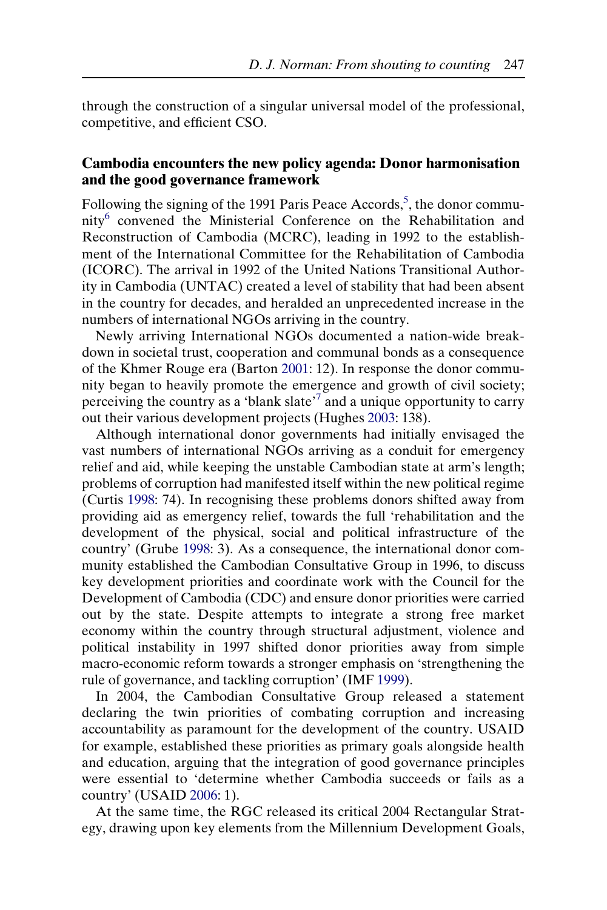through the construction of a singular universal model of the professional, competitive, and efficient CSO.

## Cambodia encounters the new policy agenda: Donor harmonisation and the good governance framework

Following the signing of the 1991 Paris Peace Accords,[5], the donor community[6] convened the Ministerial Conference on the Rehabilitation and Reconstruction of Cambodia (MCRC), leading in 1992 to the establishment of the International Committee for the Rehabilitation of Cambodia (ICORC). The arrival in 1992 of the United Nations Transitional Authority in Cambodia (UNTAC) created a level of stability that had been absent in the country for decades, and heralded an unprecedented increase in the numbers of international NGOs arriving in the country.

Newly arriving International NGOs documented a nation-wide breakdown in societal trust, cooperation and communal bonds as a consequence of the Khmer Rouge era (Barton 2001: 12). In response the donor community began to heavily promote the emergence and growth of civil society; perceiving the country as a 'blank slate'[7] and a unique opportunity to carry out their various development projects (Hughes 2003: 138).

Although international donor governments had initially envisaged the vast numbers of international NGOs arriving as a conduit for emergency relief and aid, while keeping the unstable Cambodian state at arm's length; problems of corruption had manifested itself within the new political regime (Curtis 1998: 74). In recognising these problems donors shifted away from providing aid as emergency relief, towards the full 'rehabilitation and the development of the physical, social and political infrastructure of the country' (Grube 1998: 3). As a consequence, the international donor community established the Cambodian Consultative Group in 1996, to discuss key development priorities and coordinate work with the Council for the Development of Cambodia (CDC) and ensure donor priorities were carried out by the state. Despite attempts to integrate a strong free market economy within the country through structural adjustment, violence and political instability in 1997 shifted donor priorities away from simple macro-economic reform towards a stronger emphasis on 'strengthening the rule of governance, and tackling corruption' (IMF 1999).

In 2004, the Cambodian Consultative Group released a statement declaring the twin priorities of combating corruption and increasing accountability as paramount for the development of the country. USAID for example, established these priorities as primary goals alongside health and education, arguing that the integration of good governance principles were essential to 'determine whether Cambodia succeeds or fails as a country' (USAID 2006: 1).

At the same time, the RGC released its critical 2004 Rectangular Strategy, drawing upon key elements from the Millennium Development Goals,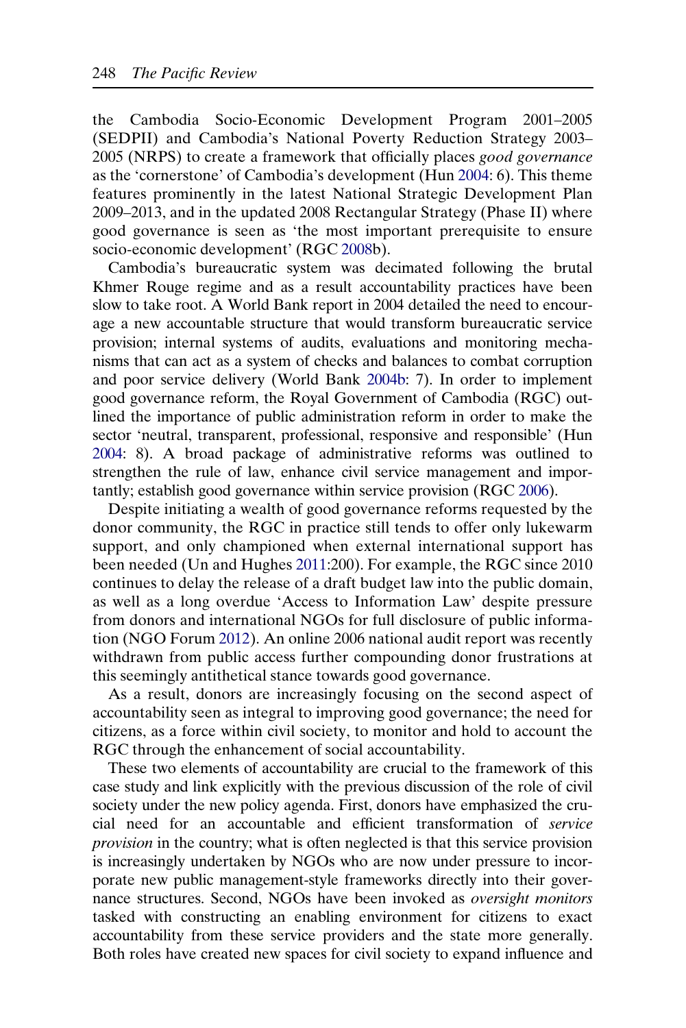the Cambodia Socio-Economic Development Program 2001–2005 (SEDPII) and Cambodia's National Poverty Reduction Strategy 2003–2005 (NRPS) to create a framework that officially places *good governance* as the 'cornerstone' of Cambodia's development (Hun 2004: 6). This theme features prominently in the latest National Strategic Development Plan 2009–2013, and in the updated 2008 Rectangular Strategy (Phase II) where good governance is seen as 'the most important prerequisite to ensure socio-economic development' (RGC 2008b).

Cambodia's bureaucratic system was decimated following the brutal Khmer Rouge regime and as a result accountability practices have been slow to take root. A World Bank report in 2004 detailed the need to encourage a new accountable structure that would transform bureaucratic service provision; internal systems of audits, evaluations and monitoring mechanisms that can act as a system of checks and balances to combat corruption and poor service delivery (World Bank 2004b: 7). In order to implement good governance reform, the Royal Government of Cambodia (RGC) outlined the importance of public administration reform in order to make the sector 'neutral, transparent, professional, responsive and responsible' (Hun 2004: 8). A broad package of administrative reforms was outlined to strengthen the rule of law, enhance civil service management and importantly; establish good governance within service provision (RGC 2006).

Despite initiating a wealth of good governance reforms requested by the donor community, the RGC in practice still tends to offer only lukewarm support, and only championed when external international support has been needed (Un and Hughes 2011:200). For example, the RGC since 2010 continues to delay the release of a draft budget law into the public domain, as well as a long overdue 'Access to Information Law' despite pressure from donors and international NGOs for full disclosure of public information (NGO Forum 2012). An online 2006 national audit report was recently withdrawn from public access further compounding donor frustrations at this seemingly antithetical stance towards good governance.

As a result, donors are increasingly focusing on the second aspect of accountability seen as integral to improving good governance; the need for citizens, as a force within civil society, to monitor and hold to account the RGC through the enhancement of social accountability.

These two elements of accountability are crucial to the framework of this case study and link explicitly with the previous discussion of the role of civil society under the new policy agenda. First, donors have emphasized the crucial need for an accountable and efficient transformation of *service provision* in the country; what is often neglected is that this service provision is increasingly undertaken by NGOs who are now under pressure to incorporate new public management-style frameworks directly into their governance structures. Second, NGOs have been invoked as *oversight monitors* tasked with constructing an enabling environment for citizens to exact accountability from these service providers and the state more generally. Both roles have created new spaces for civil society to expand influence and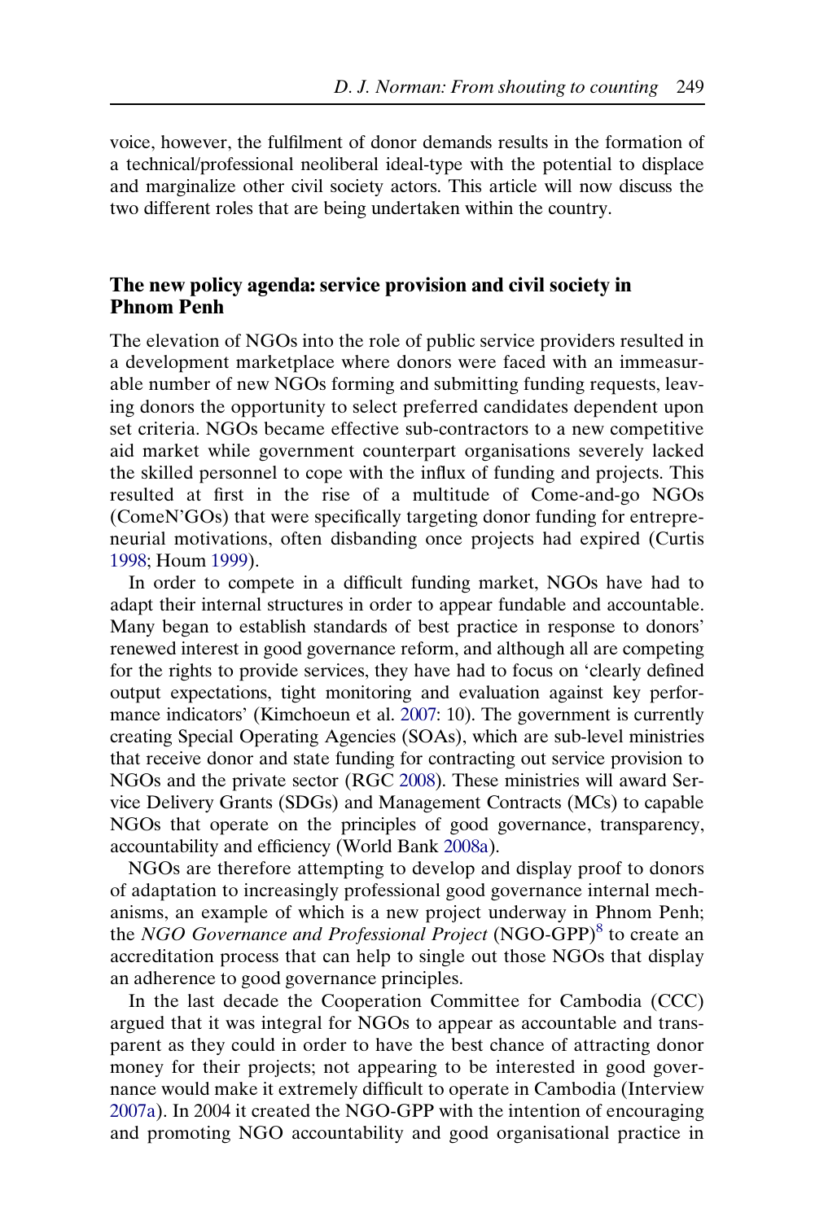voice, however, the fulfilment of donor demands results in the formation of a technical/professional neoliberal ideal-type with the potential to displace and marginalize other civil society actors. This article will now discuss the two different roles that are being undertaken within the country.

## The new policy agenda: service provision and civil society in Phnom Penh

The elevation of NGOs into the role of public service providers resulted in a development marketplace where donors were faced with an immeasurable number of new NGOs forming and submitting funding requests, leaving donors the opportunity to select preferred candidates dependent upon set criteria. NGOs became effective sub-contractors to a new competitive aid market while government counterpart organisations severely lacked the skilled personnel to cope with the influx of funding and projects. This resulted at first in the rise of a multitude of Come-and-go NGOs (ComeN'GOs) that were specifically targeting donor funding for entrepreneurial motivations, often disbanding once projects had expired (Curtis 1998; Houm 1999).

In order to compete in a difficult funding market, NGOs have had to adapt their internal structures in order to appear fundable and accountable. Many began to establish standards of best practice in response to donors' renewed interest in good governance reform, and although all are competing for the rights to provide services, they have had to focus on 'clearly defined output expectations, tight monitoring and evaluation against key performance indicators' (Kimchoeun et al. 2007: 10). The government is currently creating Special Operating Agencies (SOAs), which are sub-level ministries that receive donor and state funding for contracting out service provision to NGOs and the private sector (RGC 2008). These ministries will award Service Delivery Grants (SDGs) and Management Contracts (MCs) to capable NGOs that operate on the principles of good governance, transparency, accountability and efficiency (World Bank 2008a).

NGOs are therefore attempting to develop and display proof to donors of adaptation to increasingly professional good governance internal mechanisms, an example of which is a new project underway in Phnom Penh; the *NGO Governance and Professional Project* (NGO-GPP)[8] to create an accreditation process that can help to single out those NGOs that display an adherence to good governance principles.

In the last decade the Cooperation Committee for Cambodia (CCC) argued that it was integral for NGOs to appear as accountable and transparent as they could in order to have the best chance of attracting donor money for their projects; not appearing to be interested in good governance would make it extremely difficult to operate in Cambodia (Interview 2007a). In 2004 it created the NGO-GPP with the intention of encouraging and promoting NGO accountability and good organisational practice in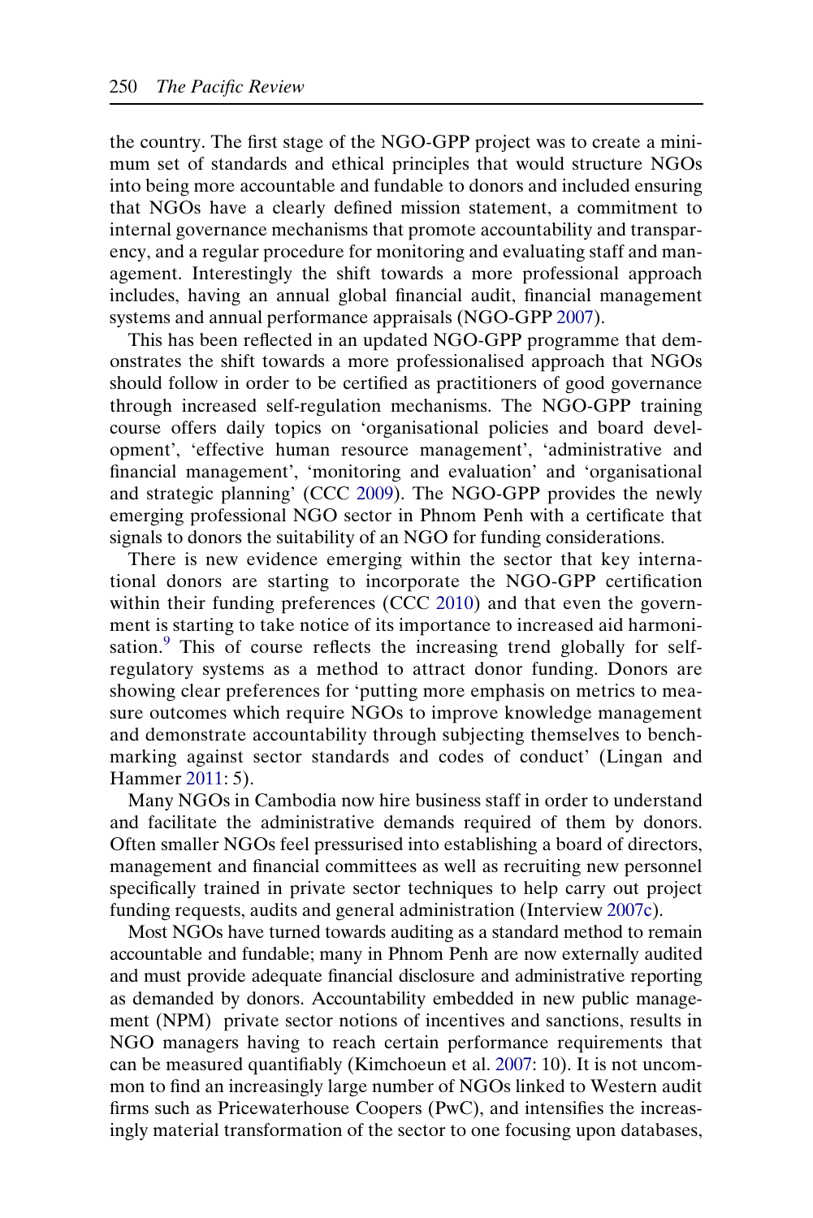the country. The first stage of the NGO-GPP project was to create a minimum set of standards and ethical principles that would structure NGOs into being more accountable and fundable to donors and included ensuring that NGOs have a clearly defined mission statement, a commitment to internal governance mechanisms that promote accountability and transparency, and a regular procedure for monitoring and evaluating staff and management. Interestingly the shift towards a more professional approach includes, having an annual global financial audit, financial management systems and annual performance appraisals (NGO-GPP 2007).

This has been reflected in an updated NGO-GPP programme that demonstrates the shift towards a more professionalised approach that NGOs should follow in order to be certified as practitioners of good governance through increased self-regulation mechanisms. The NGO-GPP training course offers daily topics on 'organisational policies and board development', 'effective human resource management', 'administrative and financial management', 'monitoring and evaluation' and 'organisational and strategic planning' (CCC 2009). The NGO-GPP provides the newly emerging professional NGO sector in Phnom Penh with a certificate that signals to donors the suitability of an NGO for funding considerations.

There is new evidence emerging within the sector that key international donors are starting to incorporate the NGO-GPP certification within their funding preferences (CCC 2010) and that even the government is starting to take notice of its importance to increased aid harmonisation.[9] This of course reflects the increasing trend globally for self-regulatory systems as a method to attract donor funding. Donors are showing clear preferences for 'putting more emphasis on metrics to measure outcomes which require NGOs to improve knowledge management and demonstrate accountability through subjecting themselves to benchmarking against sector standards and codes of conduct' (Lingan and Hammer 2011: 5).

Many NGOs in Cambodia now hire business staff in order to understand and facilitate the administrative demands required of them by donors. Often smaller NGOs feel pressurised into establishing a board of directors, management and financial committees as well as recruiting new personnel specifically trained in private sector techniques to help carry out project funding requests, audits and general administration (Interview 2007c).

Most NGOs have turned towards auditing as a standard method to remain accountable and fundable; many in Phnom Penh are now externally audited and must provide adequate financial disclosure and administrative reporting as demanded by donors. Accountability embedded in new public management (NPM) private sector notions of incentives and sanctions, results in NGO managers having to reach certain performance requirements that can be measured quantifiably (Kimchoeun et al. 2007: 10). It is not uncommon to find an increasingly large number of NGOs linked to Western audit firms such as Pricewaterhouse Coopers (PwC), and intensifies the increasingly material transformation of the sector to one focusing upon databases,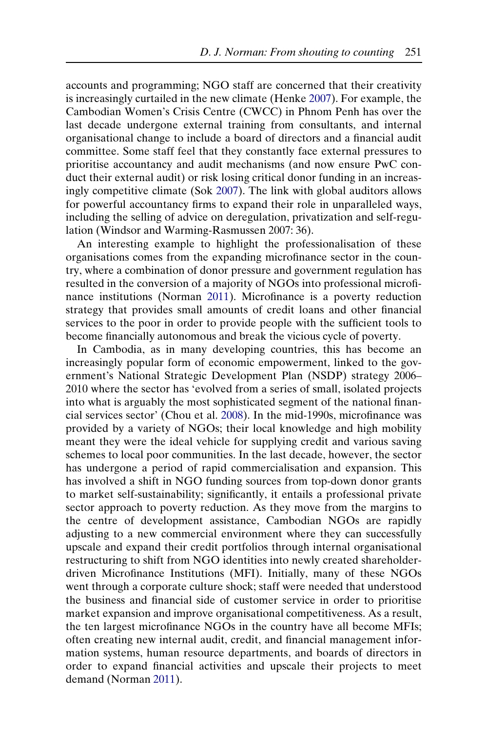accounts and programming; NGO staff are concerned that their creativity is increasingly curtailed in the new climate (Henke 2007). For example, the Cambodian Women's Crisis Centre (CWCC) in Phnom Penh has over the last decade undergone external training from consultants, and internal organisational change to include a board of directors and a financial audit committee. Some staff feel that they constantly face external pressures to prioritise accountancy and audit mechanisms (and now ensure PwC conduct their external audit) or risk losing critical donor funding in an increasingly competitive climate (Sok 2007). The link with global auditors allows for powerful accountancy firms to expand their role in unparalleled ways, including the selling of advice on deregulation, privatization and self-regulation (Windsor and Warming-Rasmussen 2007: 36).

An interesting example to highlight the professionalisation of these organisations comes from the expanding microfinance sector in the country, where a combination of donor pressure and government regulation has resulted in the conversion of a majority of NGOs into professional microfinance institutions (Norman 2011). Microfinance is a poverty reduction strategy that provides small amounts of credit loans and other financial services to the poor in order to provide people with the sufficient tools to become financially autonomous and break the vicious cycle of poverty.

In Cambodia, as in many developing countries, this has become an increasingly popular form of economic empowerment, linked to the government's National Strategic Development Plan (NSDP) strategy 2006–2010 where the sector has 'evolved from a series of small, isolated projects into what is arguably the most sophisticated segment of the national financial services sector' (Chou et al. 2008). In the mid-1990s, microfinance was provided by a variety of NGOs; their local knowledge and high mobility meant they were the ideal vehicle for supplying credit and various saving schemes to local poor communities. In the last decade, however, the sector has undergone a period of rapid commercialisation and expansion. This has involved a shift in NGO funding sources from top-down donor grants to market self-sustainability; significantly, it entails a professional private sector approach to poverty reduction. As they move from the margins to the centre of development assistance, Cambodian NGOs are rapidly adjusting to a new commercial environment where they can successfully upscale and expand their credit portfolios through internal organisational restructuring to shift from NGO identities into newly created shareholder-driven Microfinance Institutions (MFI). Initially, many of these NGOs went through a corporate culture shock; staff were needed that understood the business and financial side of customer service in order to prioritise market expansion and improve organisational competitiveness. As a result, the ten largest microfinance NGOs in the country have all become MFIs; often creating new internal audit, credit, and financial management information systems, human resource departments, and boards of directors in order to expand financial activities and upscale their projects to meet demand (Norman 2011).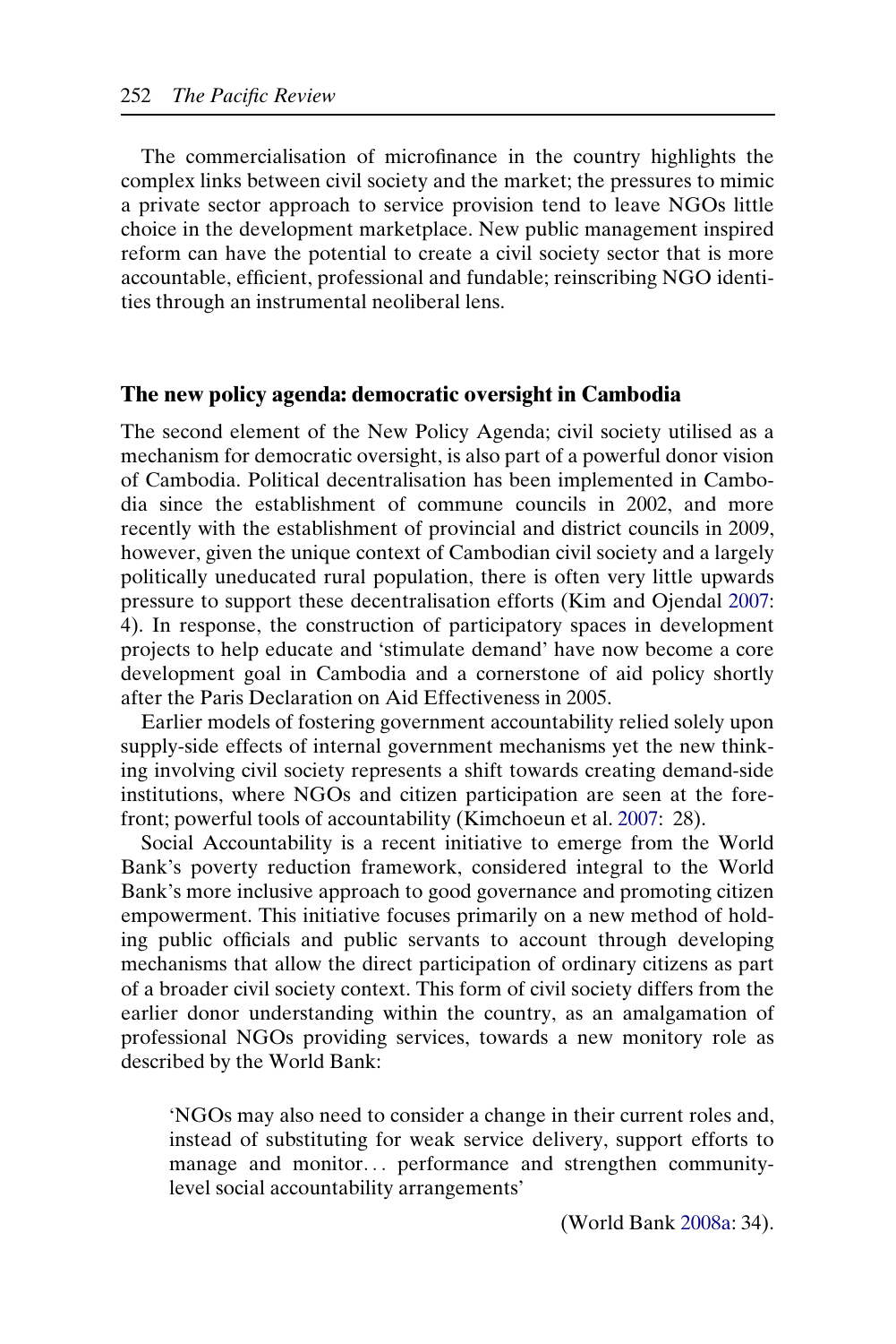The commercialisation of microfinance in the country highlights the complex links between civil society and the market; the pressures to mimic a private sector approach to service provision tend to leave NGOs little choice in the development marketplace. New public management inspired reform can have the potential to create a civil society sector that is more accountable, efficient, professional and fundable; reinscribing NGO identities through an instrumental neoliberal lens.

## The new policy agenda: democratic oversight in Cambodia

The second element of the New Policy Agenda; civil society utilised as a mechanism for democratic oversight, is also part of a powerful donor vision of Cambodia. Political decentralisation has been implemented in Cambodia since the establishment of commune councils in 2002, and more recently with the establishment of provincial and district councils in 2009, however, given the unique context of Cambodian civil society and a largely politically uneducated rural population, there is often very little upwards pressure to support these decentralisation efforts (Kim and Ojendal 2007: 4). In response, the construction of participatory spaces in development projects to help educate and 'stimulate demand' have now become a core development goal in Cambodia and a cornerstone of aid policy shortly after the Paris Declaration on Aid Effectiveness in 2005.

Earlier models of fostering government accountability relied solely upon supply-side effects of internal government mechanisms yet the new thinking involving civil society represents a shift towards creating demand-side institutions, where NGOs and citizen participation are seen at the forefront; powerful tools of accountability (Kimchoeun et al. 2007: 28).

Social Accountability is a recent initiative to emerge from the World Bank's poverty reduction framework, considered integral to the World Bank's more inclusive approach to good governance and promoting citizen empowerment. This initiative focuses primarily on a new method of holding public officials and public servants to account through developing mechanisms that allow the direct participation of ordinary citizens as part of a broader civil society context. This form of civil society differs from the earlier donor understanding within the country, as an amalgamation of professional NGOs providing services, towards a new monitory role as described by the World Bank:

> 'NGOs may also need to consider a change in their current roles and, instead of substituting for weak service delivery, support efforts to manage and monitor… performance and strengthen community-level social accountability arrangements'
>
> (World Bank 2008a: 34).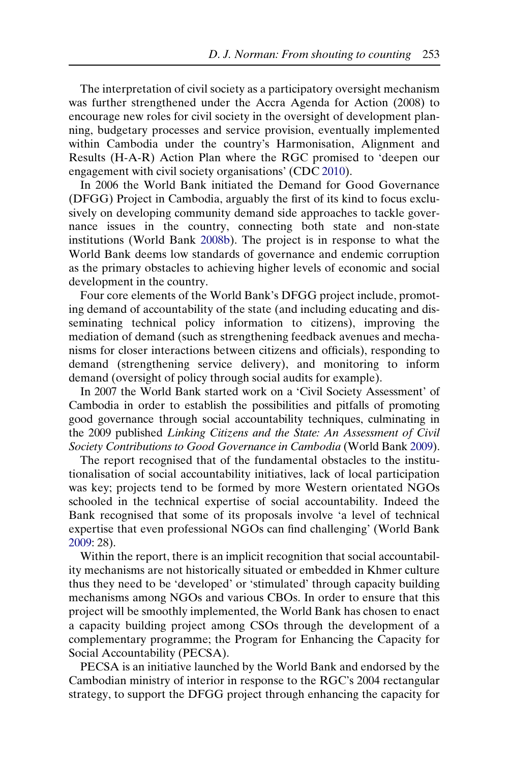The interpretation of civil society as a participatory oversight mechanism was further strengthened under the Accra Agenda for Action (2008) to encourage new roles for civil society in the oversight of development planning, budgetary processes and service provision, eventually implemented within Cambodia under the country's Harmonisation, Alignment and Results (H-A-R) Action Plan where the RGC promised to 'deepen our engagement with civil society organisations' (CDC 2010).

In 2006 the World Bank initiated the Demand for Good Governance (DFGG) Project in Cambodia, arguably the first of its kind to focus exclusively on developing community demand side approaches to tackle governance issues in the country, connecting both state and non-state institutions (World Bank 2008b). The project is in response to what the World Bank deems low standards of governance and endemic corruption as the primary obstacles to achieving higher levels of economic and social development in the country.

Four core elements of the World Bank's DFGG project include, promoting demand of accountability of the state (and including educating and disseminating technical policy information to citizens), improving the mediation of demand (such as strengthening feedback avenues and mechanisms for closer interactions between citizens and officials), responding to demand (strengthening service delivery), and monitoring to inform demand (oversight of policy through social audits for example).

In 2007 the World Bank started work on a 'Civil Society Assessment' of Cambodia in order to establish the possibilities and pitfalls of promoting good governance through social accountability techniques, culminating in the 2009 published *Linking Citizens and the State: An Assessment of Civil Society Contributions to Good Governance in Cambodia* (World Bank 2009).

The report recognised that of the fundamental obstacles to the institutionalisation of social accountability initiatives, lack of local participation was key; projects tend to be formed by more Western orientated NGOs schooled in the technical expertise of social accountability. Indeed the Bank recognised that some of its proposals involve 'a level of technical expertise that even professional NGOs can find challenging' (World Bank 2009: 28).

Within the report, there is an implicit recognition that social accountability mechanisms are not historically situated or embedded in Khmer culture thus they need to be 'developed' or 'stimulated' through capacity building mechanisms among NGOs and various CBOs. In order to ensure that this project will be smoothly implemented, the World Bank has chosen to enact a capacity building project among CSOs through the development of a complementary programme; the Program for Enhancing the Capacity for Social Accountability (PECSA).

PECSA is an initiative launched by the World Bank and endorsed by the Cambodian ministry of interior in response to the RGC's 2004 rectangular strategy, to support the DFGG project through enhancing the capacity for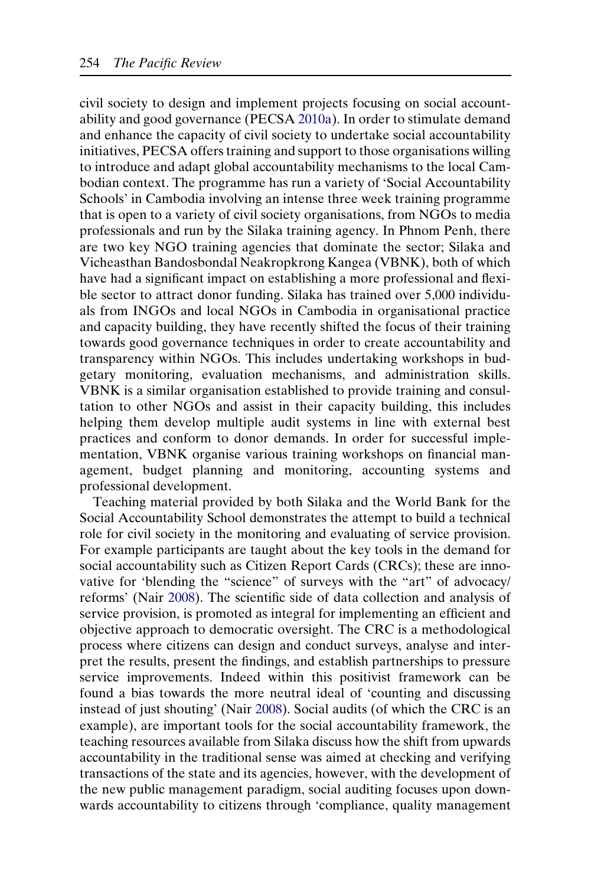civil society to design and implement projects focusing on social accountability and good governance (PECSA 2010a). In order to stimulate demand and enhance the capacity of civil society to undertake social accountability initiatives, PECSA offers training and support to those organisations willing to introduce and adapt global accountability mechanisms to the local Cambodian context. The programme has run a variety of 'Social Accountability Schools' in Cambodia involving an intense three week training programme that is open to a variety of civil society organisations, from NGOs to media professionals and run by the Silaka training agency. In Phnom Penh, there are two key NGO training agencies that dominate the sector; Silaka and Vicheasthan Bandosbondal Neakropkrong Kangea (VBNK), both of which have had a significant impact on establishing a more professional and flexible sector to attract donor funding. Silaka has trained over 5,000 individuals from INGOs and local NGOs in Cambodia in organisational practice and capacity building, they have recently shifted the focus of their training towards good governance techniques in order to create accountability and transparency within NGOs. This includes undertaking workshops in budgetary monitoring, evaluation mechanisms, and administration skills. VBNK is a similar organisation established to provide training and consultation to other NGOs and assist in their capacity building, this includes helping them develop multiple audit systems in line with external best practices and conform to donor demands. In order for successful implementation, VBNK organise various training workshops on financial management, budget planning and monitoring, accounting systems and professional development.

Teaching material provided by both Silaka and the World Bank for the Social Accountability School demonstrates the attempt to build a technical role for civil society in the monitoring and evaluating of service provision. For example participants are taught about the key tools in the demand for social accountability such as Citizen Report Cards (CRCs); these are innovative for 'blending the "science" of surveys with the "art" of advocacy/reforms' (Nair 2008). The scientific side of data collection and analysis of service provision, is promoted as integral for implementing an efficient and objective approach to democratic oversight. The CRC is a methodological process where citizens can design and conduct surveys, analyse and interpret the results, present the findings, and establish partnerships to pressure service improvements. Indeed within this positivist framework can be found a bias towards the more neutral ideal of 'counting and discussing instead of just shouting' (Nair 2008). Social audits (of which the CRC is an example), are important tools for the social accountability framework, the teaching resources available from Silaka discuss how the shift from upwards accountability in the traditional sense was aimed at checking and verifying transactions of the state and its agencies, however, with the development of the new public management paradigm, social auditing focuses upon downwards accountability to citizens through 'compliance, quality management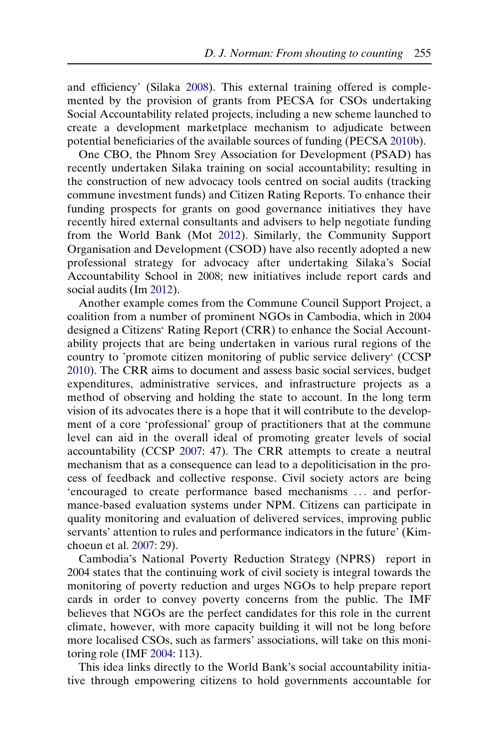and efficiency' (Silaka 2008). This external training offered is complemented by the provision of grants from PECSA for CSOs undertaking Social Accountability related projects, including a new scheme launched to create a development marketplace mechanism to adjudicate between potential beneficiaries of the available sources of funding (PECSA 2010b).

One CBO, the Phnom Srey Association for Development (PSAD) has recently undertaken Silaka training on social accountability; resulting in the construction of new advocacy tools centred on social audits (tracking commune investment funds) and Citizen Rating Reports. To enhance their funding prospects for grants on good governance initiatives they have recently hired external consultants and advisers to help negotiate funding from the World Bank (Mot 2012). Similarly, the Community Support Organisation and Development (CSOD) have also recently adopted a new professional strategy for advocacy after undertaking Silaka's Social Accountability School in 2008; new initiatives include report cards and social audits (Im 2012).

Another example comes from the Commune Council Support Project, a coalition from a number of prominent NGOs in Cambodia, which in 2004 designed a Citizens' Rating Report (CRR) to enhance the Social Accountability projects that are being undertaken in various rural regions of the country to 'promote citizen monitoring of public service delivery' (CCSP 2010). The CRR aims to document and assess basic social services, budget expenditures, administrative services, and infrastructure projects as a method of observing and holding the state to account. In the long term vision of its advocates there is a hope that it will contribute to the development of a core 'professional' group of practitioners that at the commune level can aid in the overall ideal of promoting greater levels of social accountability (CCSP 2007: 47). The CRR attempts to create a neutral mechanism that as a consequence can lead to a depoliticisation in the process of feedback and collective response. Civil society actors are being 'encouraged to create performance based mechanisms … and performance-based evaluation systems under NPM. Citizens can participate in quality monitoring and evaluation of delivered services, improving public servants' attention to rules and performance indicators in the future' (Kimchoeun et al. 2007: 29).

Cambodia's National Poverty Reduction Strategy (NPRS) report in 2004 states that the continuing work of civil society is integral towards the monitoring of poverty reduction and urges NGOs to help prepare report cards in order to convey poverty concerns from the public. The IMF believes that NGOs are the perfect candidates for this role in the current climate, however, with more capacity building it will not be long before more localised CSOs, such as farmers' associations, will take on this monitoring role (IMF 2004: 113).

This idea links directly to the World Bank's social accountability initiative through empowering citizens to hold governments accountable for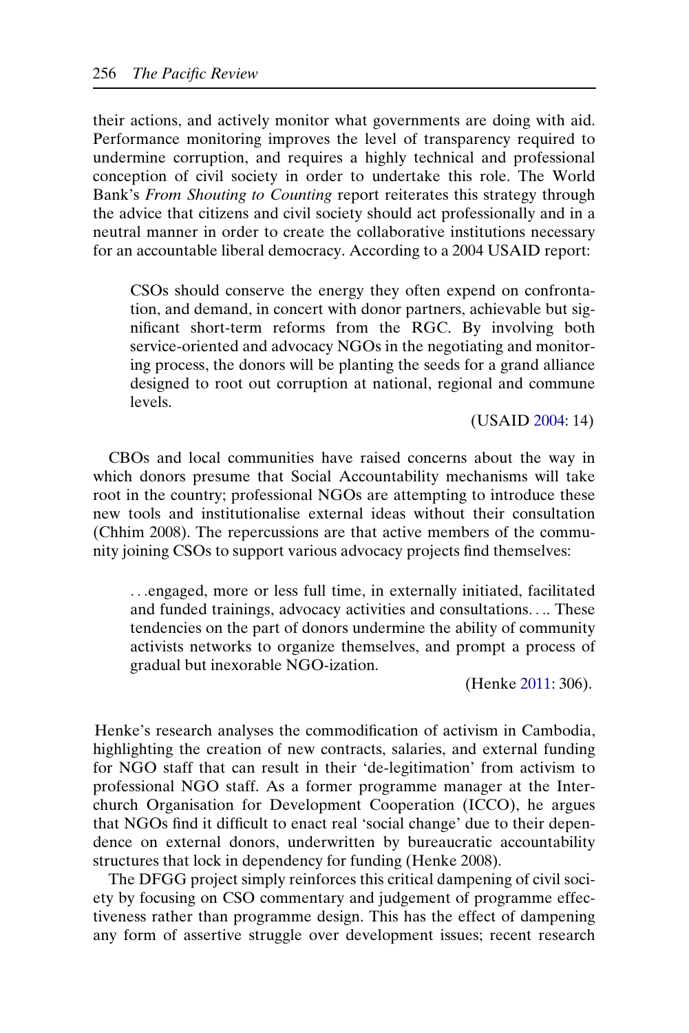their actions, and actively monitor what governments are doing with aid. Performance monitoring improves the level of transparency required to undermine corruption, and requires a highly technical and professional conception of civil society in order to undertake this role. The World Bank's *From Shouting to Counting* report reiterates this strategy through the advice that citizens and civil society should act professionally and in a neutral manner in order to create the collaborative institutions necessary for an accountable liberal democracy. According to a 2004 USAID report:

> CSOs should conserve the energy they often expend on confrontation, and demand, in concert with donor partners, achievable but significant short-term reforms from the RGC. By involving both service-oriented and advocacy NGOs in the negotiating and monitoring process, the donors will be planting the seeds for a grand alliance designed to root out corruption at national, regional and commune levels.
>
> (USAID 2004: 14)

CBOs and local communities have raised concerns about the way in which donors presume that Social Accountability mechanisms will take root in the country; professional NGOs are attempting to introduce these new tools and institutionalise external ideas without their consultation (Chhim 2008). The repercussions are that active members of the community joining CSOs to support various advocacy projects find themselves:

> …engaged, more or less full time, in externally initiated, facilitated and funded trainings, advocacy activities and consultations…. These tendencies on the part of donors undermine the ability of community activists networks to organize themselves, and prompt a process of gradual but inexorable NGO-ization.
>
> (Henke 2011: 306).

Henke's research analyses the commodification of activism in Cambodia, highlighting the creation of new contracts, salaries, and external funding for NGO staff that can result in their 'de-legitimation' from activism to professional NGO staff. As a former programme manager at the Interchurch Organisation for Development Cooperation (ICCO), he argues that NGOs find it difficult to enact real 'social change' due to their dependence on external donors, underwritten by bureaucratic accountability structures that lock in dependency for funding (Henke 2008).

The DFGG project simply reinforces this critical dampening of civil society by focusing on CSO commentary and judgement of programme effectiveness rather than programme design. This has the effect of dampening any form of assertive struggle over development issues; recent research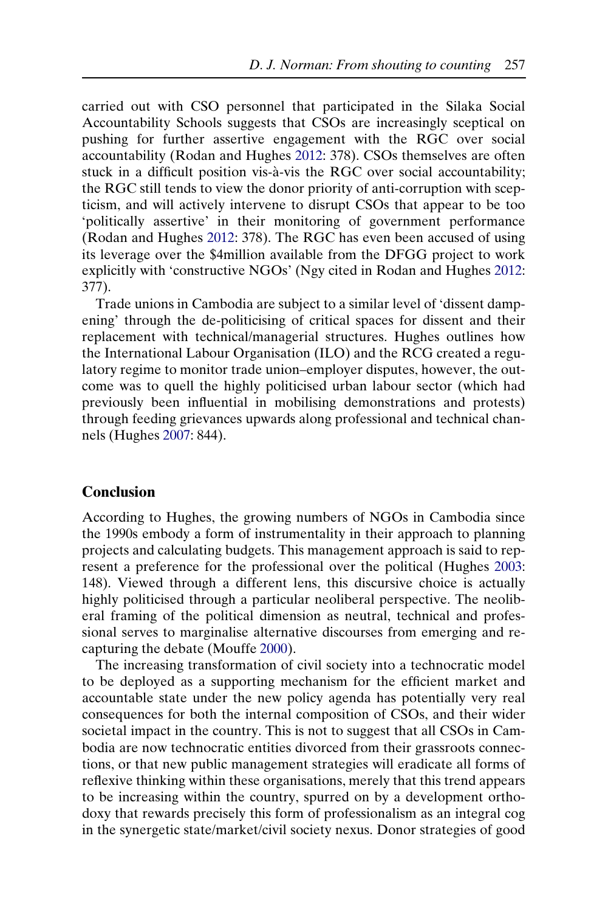carried out with CSO personnel that participated in the Silaka Social Accountability Schools suggests that CSOs are increasingly sceptical on pushing for further assertive engagement with the RGC over social accountability (Rodan and Hughes 2012: 378). CSOs themselves are often stuck in a difficult position vis-à-vis the RGC over social accountability; the RGC still tends to view the donor priority of anti-corruption with scepticism, and will actively intervene to disrupt CSOs that appear to be too 'politically assertive' in their monitoring of government performance (Rodan and Hughes 2012: 378). The RGC has even been accused of using its leverage over the \$4million available from the DFGG project to work explicitly with 'constructive NGOs' (Ngy cited in Rodan and Hughes 2012: 377).

Trade unions in Cambodia are subject to a similar level of 'dissent dampening' through the de-politicising of critical spaces for dissent and their replacement with technical/managerial structures. Hughes outlines how the International Labour Organisation (ILO) and the RCG created a regulatory regime to monitor trade union–employer disputes, however, the outcome was to quell the highly politicised urban labour sector (which had previously been influential in mobilising demonstrations and protests) through feeding grievances upwards along professional and technical channels (Hughes 2007: 844).

## Conclusion

According to Hughes, the growing numbers of NGOs in Cambodia since the 1990s embody a form of instrumentality in their approach to planning projects and calculating budgets. This management approach is said to represent a preference for the professional over the political (Hughes 2003: 148). Viewed through a different lens, this discursive choice is actually highly politicised through a particular neoliberal perspective. The neoliberal framing of the political dimension as neutral, technical and professional serves to marginalise alternative discourses from emerging and recapturing the debate (Mouffe 2000).

The increasing transformation of civil society into a technocratic model to be deployed as a supporting mechanism for the efficient market and accountable state under the new policy agenda has potentially very real consequences for both the internal composition of CSOs, and their wider societal impact in the country. This is not to suggest that all CSOs in Cambodia are now technocratic entities divorced from their grassroots connections, or that new public management strategies will eradicate all forms of reflexive thinking within these organisations, merely that this trend appears to be increasing within the country, spurred on by a development orthodoxy that rewards precisely this form of professionalism as an integral cog in the synergetic state/market/civil society nexus. Donor strategies of good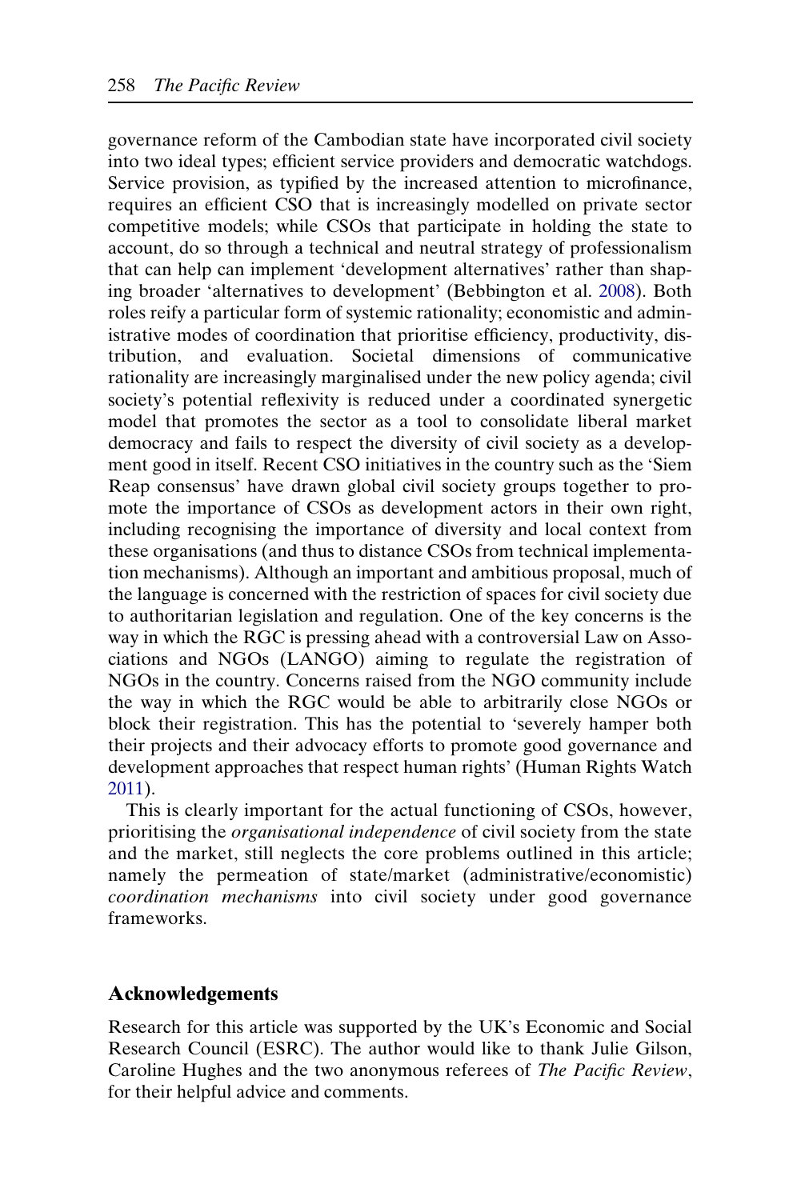governance reform of the Cambodian state have incorporated civil society into two ideal types; efficient service providers and democratic watchdogs. Service provision, as typified by the increased attention to microfinance, requires an efficient CSO that is increasingly modelled on private sector competitive models; while CSOs that participate in holding the state to account, do so through a technical and neutral strategy of professionalism that can help can implement 'development alternatives' rather than shaping broader 'alternatives to development' (Bebbington et al. 2008). Both roles reify a particular form of systemic rationality; economistic and administrative modes of coordination that prioritise efficiency, productivity, distribution, and evaluation. Societal dimensions of communicative rationality are increasingly marginalised under the new policy agenda; civil society's potential reflexivity is reduced under a coordinated synergetic model that promotes the sector as a tool to consolidate liberal market democracy and fails to respect the diversity of civil society as a development good in itself. Recent CSO initiatives in the country such as the 'Siem Reap consensus' have drawn global civil society groups together to promote the importance of CSOs as development actors in their own right, including recognising the importance of diversity and local context from these organisations (and thus to distance CSOs from technical implementation mechanisms). Although an important and ambitious proposal, much of the language is concerned with the restriction of spaces for civil society due to authoritarian legislation and regulation. One of the key concerns is the way in which the RGC is pressing ahead with a controversial Law on Associations and NGOs (LANGO) aiming to regulate the registration of NGOs in the country. Concerns raised from the NGO community include the way in which the RGC would be able to arbitrarily close NGOs or block their registration. This has the potential to 'severely hamper both their projects and their advocacy efforts to promote good governance and development approaches that respect human rights' (Human Rights Watch 2011).

This is clearly important for the actual functioning of CSOs, however, prioritising the *organisational independence* of civil society from the state and the market, still neglects the core problems outlined in this article; namely the permeation of state/market (administrative/economistic) *coordination mechanisms* into civil society under good governance frameworks.

## Acknowledgements

Research for this article was supported by the UK's Economic and Social Research Council (ESRC). The author would like to thank Julie Gilson, Caroline Hughes and the two anonymous referees of *The Pacific Review*, for their helpful advice and comments.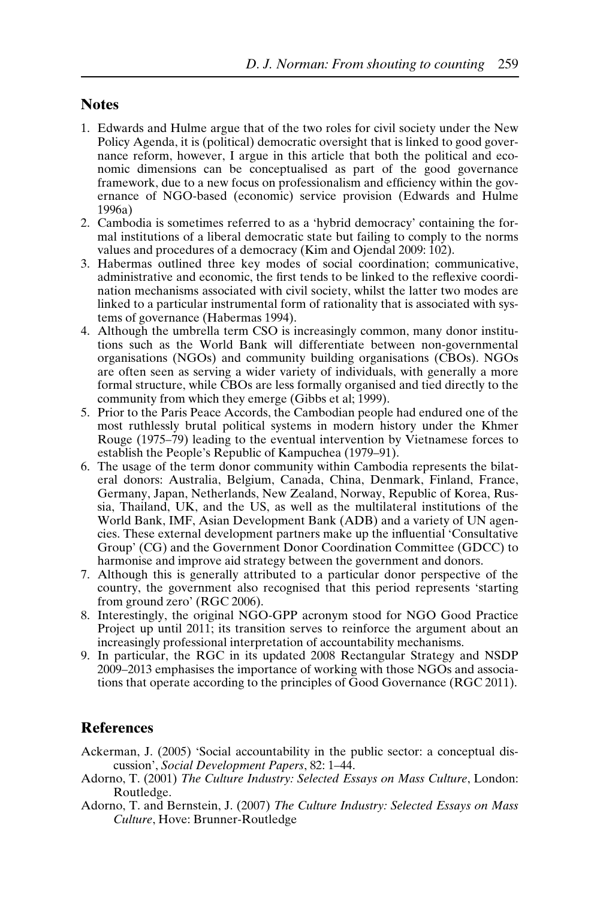## Notes

1. Edwards and Hulme argue that of the two roles for civil society under the New Policy Agenda, it is (political) democratic oversight that is linked to good governance reform, however, I argue in this article that both the political and economic dimensions can be conceptualised as part of the good governance framework, due to a new focus on professionalism and efficiency within the governance of NGO-based (economic) service provision (Edwards and Hulme 1996a)
2. Cambodia is sometimes referred to as a 'hybrid democracy' containing the formal institutions of a liberal democratic state but failing to comply to the norms values and procedures of a democracy (Kim and Ojendal 2009: 102).
3. Habermas outlined three key modes of social coordination; communicative, administrative and economic, the first tends to be linked to the reflexive coordination mechanisms associated with civil society, whilst the latter two modes are linked to a particular instrumental form of rationality that is associated with systems of governance (Habermas 1994).
4. Although the umbrella term CSO is increasingly common, many donor institutions such as the World Bank will differentiate between non-governmental organisations (NGOs) and community building organisations (CBOs). NGOs are often seen as serving a wider variety of individuals, with generally a more formal structure, while CBOs are less formally organised and tied directly to the community from which they emerge (Gibbs et al; 1999).
5. Prior to the Paris Peace Accords, the Cambodian people had endured one of the most ruthlessly brutal political systems in modern history under the Khmer Rouge (1975–79) leading to the eventual intervention by Vietnamese forces to establish the People's Republic of Kampuchea (1979–91).
6. The usage of the term donor community within Cambodia represents the bilateral donors: Australia, Belgium, Canada, China, Denmark, Finland, France, Germany, Japan, Netherlands, New Zealand, Norway, Republic of Korea, Russia, Thailand, UK, and the US, as well as the multilateral institutions of the World Bank, IMF, Asian Development Bank (ADB) and a variety of UN agencies. These external development partners make up the influential 'Consultative Group' (CG) and the Government Donor Coordination Committee (GDCC) to harmonise and improve aid strategy between the government and donors.
7. Although this is generally attributed to a particular donor perspective of the country, the government also recognised that this period represents 'starting from ground zero' (RGC 2006).
8. Interestingly, the original NGO-GPP acronym stood for NGO Good Practice Project up until 2011; its transition serves to reinforce the argument about an increasingly professional interpretation of accountability mechanisms.
9. In particular, the RGC in its updated 2008 Rectangular Strategy and NSDP 2009–2013 emphasises the importance of working with those NGOs and associations that operate according to the principles of Good Governance (RGC 2011).

## References

Ackerman, J. (2005) 'Social accountability in the public sector: a conceptual discussion', *Social Development Papers*, 82: 1–44.

Adorno, T. (2001) *The Culture Industry: Selected Essays on Mass Culture*, London: Routledge.

Adorno, T. and Bernstein, J. (2007) *The Culture Industry: Selected Essays on Mass Culture*, Hove: Brunner-Routledge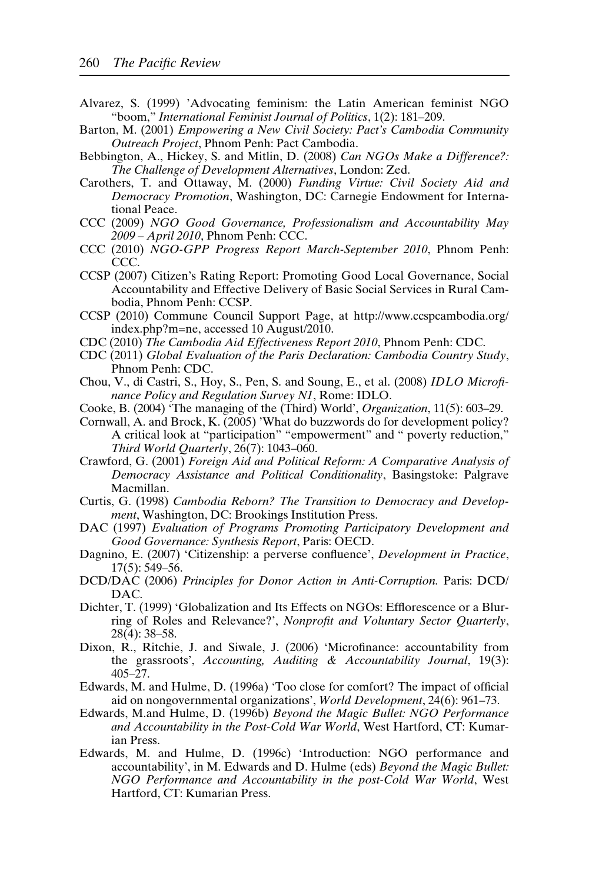Alvarez, S. (1999) 'Advocating feminism: the Latin American feminist NGO "boom," *International Feminist Journal of Politics*, 1(2): 181–209.

Barton, M. (2001) *Empowering a New Civil Society: Pact's Cambodia Community Outreach Project*, Phnom Penh: Pact Cambodia.

Bebbington, A., Hickey, S. and Mitlin, D. (2008) *Can NGOs Make a Difference?: The Challenge of Development Alternatives*, London: Zed.

Carothers, T. and Ottaway, M. (2000) *Funding Virtue: Civil Society Aid and Democracy Promotion*, Washington, DC: Carnegie Endowment for International Peace.

CCC (2009) *NGO Good Governance, Professionalism and Accountability May 2009 – April 2010*, Phnom Penh: CCC.

CCC (2010) *NGO-GPP Progress Report March-September 2010*, Phnom Penh: CCC.

CCSP (2007) Citizen's Rating Report: Promoting Good Local Governance, Social Accountability and Effective Delivery of Basic Social Services in Rural Cambodia, Phnom Penh: CCSP.

CCSP (2010) Commune Council Support Page, at http://www.ccspcambodia.org/index.php?m=ne, accessed 10 August/2010.

CDC (2010) *The Cambodia Aid Effectiveness Report 2010*, Phnom Penh: CDC.

CDC (2011) *Global Evaluation of the Paris Declaration: Cambodia Country Study*, Phnom Penh: CDC.

Chou, V., di Castri, S., Hoy, S., Pen, S. and Soung, E., et al. (2008) *IDLO Microfinance Policy and Regulation Survey N1*, Rome: IDLO.

Cooke, B. (2004) 'The managing of the (Third) World', *Organization*, 11(5): 603–29.

Cornwall, A. and Brock, K. (2005) 'What do buzzwords do for development policy? A critical look at "participation" "empowerment" and " poverty reduction," *Third World Quarterly*, 26(7): 1043–060.

Crawford, G. (2001) *Foreign Aid and Political Reform: A Comparative Analysis of Democracy Assistance and Political Conditionality*, Basingstoke: Palgrave Macmillan.

Curtis, G. (1998) *Cambodia Reborn? The Transition to Democracy and Development*, Washington, DC: Brookings Institution Press.

DAC (1997) *Evaluation of Programs Promoting Participatory Development and Good Governance: Synthesis Report*, Paris: OECD.

Dagnino, E. (2007) 'Citizenship: a perverse confluence', *Development in Practice*, 17(5): 549–56.

DCD/DAC (2006) *Principles for Donor Action in Anti-Corruption.* Paris: DCD/DAC.

Dichter, T. (1999) 'Globalization and Its Effects on NGOs: Efflorescence or a Blurring of Roles and Relevance?', *Nonprofit and Voluntary Sector Quarterly*, 28(4): 38–58.

Dixon, R., Ritchie, J. and Siwale, J. (2006) 'Microfinance: accountability from the grassroots', *Accounting, Auditing & Accountability Journal*, 19(3): 405–27.

Edwards, M. and Hulme, D. (1996a) 'Too close for comfort? The impact of official aid on nongovernmental organizations', *World Development*, 24(6): 961–73.

Edwards, M.and Hulme, D. (1996b) *Beyond the Magic Bullet: NGO Performance and Accountability in the Post-Cold War World*, West Hartford, CT: Kumarian Press.

Edwards, M. and Hulme, D. (1996c) 'Introduction: NGO performance and accountability', in M. Edwards and D. Hulme (eds) *Beyond the Magic Bullet: NGO Performance and Accountability in the post-Cold War World*, West Hartford, CT: Kumarian Press.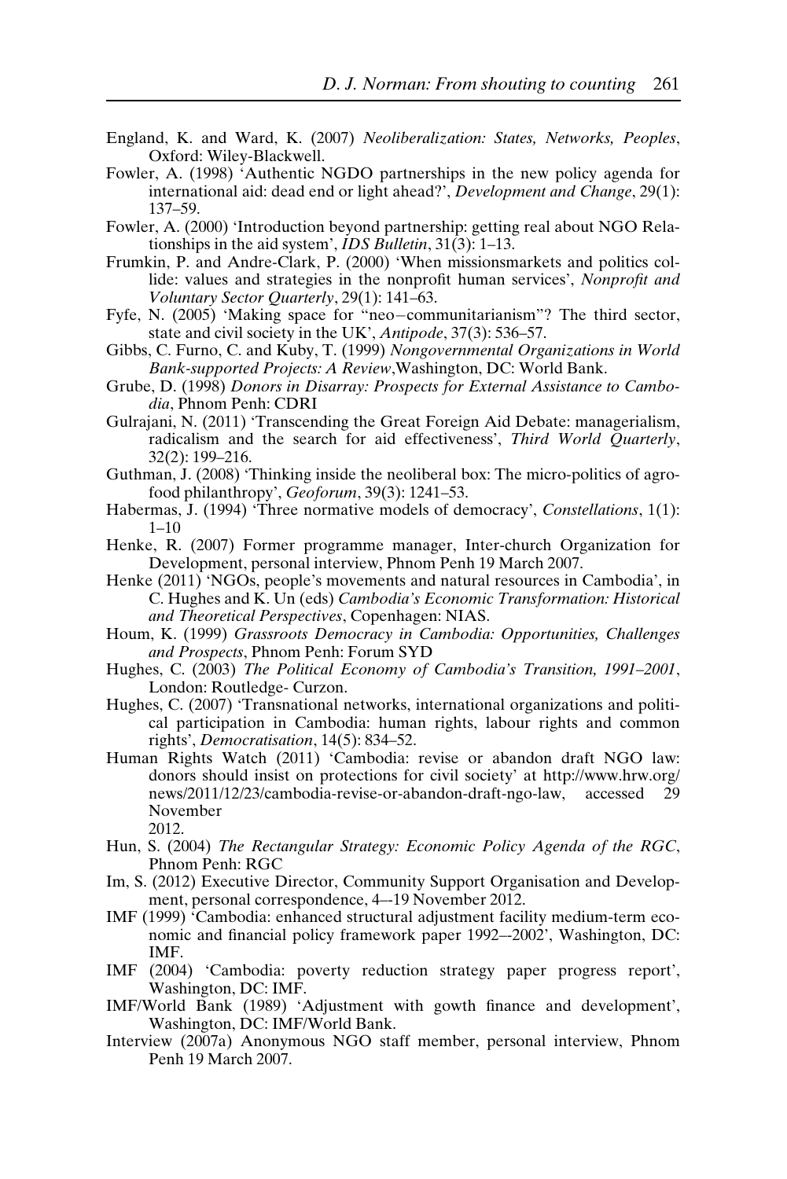England, K. and Ward, K. (2007) *Neoliberalization: States, Networks, Peoples*, Oxford: Wiley-Blackwell.

Fowler, A. (1998) 'Authentic NGDO partnerships in the new policy agenda for international aid: dead end or light ahead?', *Development and Change*, 29(1): 137–59.

Fowler, A. (2000) 'Introduction beyond partnership: getting real about NGO Relationships in the aid system', *IDS Bulletin*, 31(3): 1–13.

Frumkin, P. and Andre-Clark, P. (2000) 'When missionsmarkets and politics collide: values and strategies in the nonprofit human services', *Nonprofit and Voluntary Sector Quarterly*, 29(1): 141–63.

Fyfe, N. (2005) 'Making space for "neo−communitarianism"? The third sector, state and civil society in the UK', *Antipode*, 37(3): 536–57.

Gibbs, C. Furno, C. and Kuby, T. (1999) *Nongovernmental Organizations in World Bank-supported Projects: A Review*,Washington, DC: World Bank.

Grube, D. (1998) *Donors in Disarray: Prospects for External Assistance to Cambodia*, Phnom Penh: CDRI

Gulrajani, N. (2011) 'Transcending the Great Foreign Aid Debate: managerialism, radicalism and the search for aid effectiveness', *Third World Quarterly*, 32(2): 199–216.

Guthman, J. (2008) 'Thinking inside the neoliberal box: The micro-politics of agro-food philanthropy', *Geoforum*, 39(3): 1241–53.

Habermas, J. (1994) 'Three normative models of democracy', *Constellations*, 1(1): 1–10

Henke, R. (2007) Former programme manager, Inter-church Organization for Development, personal interview, Phnom Penh 19 March 2007.

Henke (2011) 'NGOs, people's movements and natural resources in Cambodia', in C. Hughes and K. Un (eds) *Cambodia's Economic Transformation: Historical and Theoretical Perspectives*, Copenhagen: NIAS.

Houm, K. (1999) *Grassroots Democracy in Cambodia: Opportunities, Challenges and Prospects*, Phnom Penh: Forum SYD

Hughes, C. (2003) *The Political Economy of Cambodia's Transition, 1991–2001*, London: Routledge- Curzon.

Hughes, C. (2007) 'Transnational networks, international organizations and political participation in Cambodia: human rights, labour rights and common rights', *Democratisation*, 14(5): 834–52.

Human Rights Watch (2011) 'Cambodia: revise or abandon draft NGO law: donors should insist on protections for civil society' at http://www.hrw.org/news/2011/12/23/cambodia-revise-or-abandon-draft-ngo-law, accessed 29 November 2012.

Hun, S. (2004) *The Rectangular Strategy: Economic Policy Agenda of the RGC*, Phnom Penh: RGC

Im, S. (2012) Executive Director, Community Support Organisation and Development, personal correspondence, 4–-19 November 2012.

IMF (1999) 'Cambodia: enhanced structural adjustment facility medium-term economic and financial policy framework paper 1992–-2002', Washington, DC: IMF.

IMF (2004) 'Cambodia: poverty reduction strategy paper progress report', Washington, DC: IMF.

IMF/World Bank (1989) 'Adjustment with gowth finance and development', Washington, DC: IMF/World Bank.

Interview (2007a) Anonymous NGO staff member, personal interview, Phnom Penh 19 March 2007.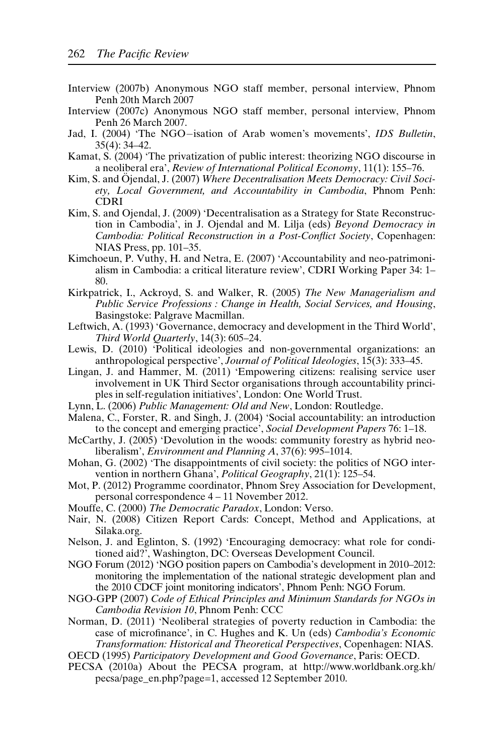Interview (2007b) Anonymous NGO staff member, personal interview, Phnom Penh 20th March 2007

Interview (2007c) Anonymous NGO staff member, personal interview, Phnom Penh 26 March 2007.

Jad, I. (2004) 'The NGO–isation of Arab women's movements', *IDS Bulletin*, 35(4): 34–42.

Kamat, S. (2004) 'The privatization of public interest: theorizing NGO discourse in a neoliberal era', *Review of International Political Economy*, 11(1): 155–76.

Kim, S. and Öjendal, J. (2007) *Where Decentralisation Meets Democracy: Civil Society, Local Government, and Accountability in Cambodia*, Phnom Penh: CDRI

Kim, S. and Ojendal, J. (2009) 'Decentralisation as a Strategy for State Reconstruction in Cambodia', in J. Ojendal and M. Lilja (eds) *Beyond Democracy in Cambodia: Political Reconstruction in a Post-Conflict Society*, Copenhagen: NIAS Press, pp. 101–35.

Kimchoeun, P. Vuthy, H. and Netra, E. (2007) 'Accountability and neo-patrimonialism in Cambodia: a critical literature review', CDRI Working Paper 34: 1–80.

Kirkpatrick, I., Ackroyd, S. and Walker, R. (2005) *The New Managerialism and Public Service Professions : Change in Health, Social Services, and Housing*, Basingstoke: Palgrave Macmillan.

Leftwich, A. (1993) 'Governance, democracy and development in the Third World', *Third World Quarterly*, 14(3): 605–24.

Lewis, D. (2010) 'Political ideologies and non-governmental organizations: an anthropological perspective', *Journal of Political Ideologies*, 15(3): 333–45.

Lingan, J. and Hammer, M. (2011) 'Empowering citizens: realising service user involvement in UK Third Sector organisations through accountability principles in self-regulation initiatives', London: One World Trust.

Lynn, L. (2006) *Public Management: Old and New*, London: Routledge.

Malena, C., Forster, R. and Singh, J. (2004) 'Social accountability: an introduction to the concept and emerging practice', *Social Development Papers* 76: 1–18.

McCarthy, J. (2005) 'Devolution in the woods: community forestry as hybrid neoliberalism', *Environment and Planning A*, 37(6): 995–1014.

Mohan, G. (2002) 'The disappointments of civil society: the politics of NGO intervention in northern Ghana', *Political Geography*, 21(1): 125–54.

Mot, P. (2012) Programme coordinator, Phnom Srey Association for Development, personal correspondence 4 – 11 November 2012.

Mouffe, C. (2000) *The Democratic Paradox*, London: Verso.

Nair, N. (2008) Citizen Report Cards: Concept, Method and Applications, at Silaka.org.

Nelson, J. and Eglinton, S. (1992) 'Encouraging democracy: what role for conditioned aid?', Washington, DC: Overseas Development Council.

NGO Forum (2012) 'NGO position papers on Cambodia's development in 2010–2012: monitoring the implementation of the national strategic development plan and the 2010 CDCF joint monitoring indicators', Phnom Penh: NGO Forum.

NGO-GPP (2007) *Code of Ethical Principles and Minimum Standards for NGOs in Cambodia Revision 10*, Phnom Penh: CCC

Norman, D. (2011) 'Neoliberal strategies of poverty reduction in Cambodia: the case of microfinance', in C. Hughes and K. Un (eds) *Cambodia's Economic Transformation: Historical and Theoretical Perspectives*, Copenhagen: NIAS.

OECD (1995) *Participatory Development and Good Governance*, Paris: OECD.

PECSA (2010a) About the PECSA program, at http://www.worldbank.org.kh/pecsa/page_en.php?page=1, accessed 12 September 2010.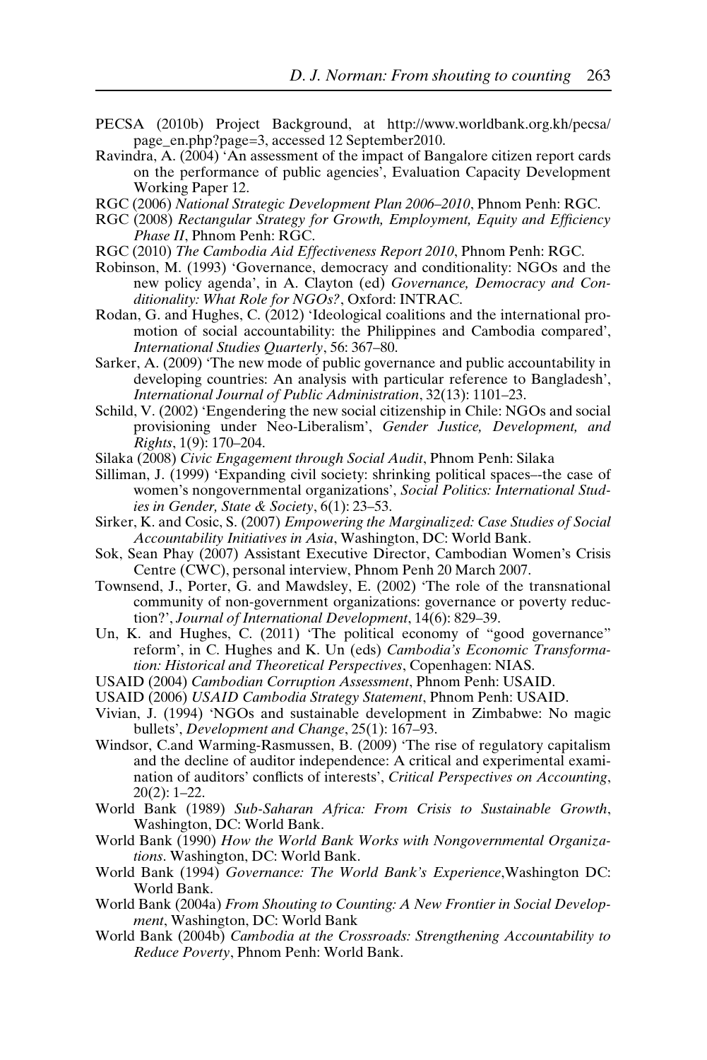PECSA (2010b) Project Background, at http://www.worldbank.org.kh/pecsa/page_en.php?page=3, accessed 12 September2010.

Ravindra, A. (2004) 'An assessment of the impact of Bangalore citizen report cards on the performance of public agencies', Evaluation Capacity Development Working Paper 12.

RGC (2006) *National Strategic Development Plan 2006–2010*, Phnom Penh: RGC.

RGC (2008) *Rectangular Strategy for Growth, Employment, Equity and Efficiency Phase II*, Phnom Penh: RGC.

RGC (2010) *The Cambodia Aid Effectiveness Report 2010*, Phnom Penh: RGC.

Robinson, M. (1993) 'Governance, democracy and conditionality: NGOs and the new policy agenda', in A. Clayton (ed) *Governance, Democracy and Conditionality: What Role for NGOs?*, Oxford: INTRAC.

Rodan, G. and Hughes, C. (2012) 'Ideological coalitions and the international promotion of social accountability: the Philippines and Cambodia compared', *International Studies Quarterly*, 56: 367–80.

Sarker, A. (2009) 'The new mode of public governance and public accountability in developing countries: An analysis with particular reference to Bangladesh', *International Journal of Public Administration*, 32(13): 1101–23.

Schild, V. (2002) 'Engendering the new social citizenship in Chile: NGOs and social provisioning under Neo-Liberalism', *Gender Justice, Development, and Rights*, 1(9): 170–204.

Silaka (2008) *Civic Engagement through Social Audit*, Phnom Penh: Silaka

Silliman, J. (1999) 'Expanding civil society: shrinking political spaces–-the case of women's nongovernmental organizations', *Social Politics: International Studies in Gender, State & Society*, 6(1): 23–53.

Sirker, K. and Cosic, S. (2007) *Empowering the Marginalized: Case Studies of Social Accountability Initiatives in Asia*, Washington, DC: World Bank.

Sok, Sean Phay (2007) Assistant Executive Director, Cambodian Women's Crisis Centre (CWC), personal interview, Phnom Penh 20 March 2007.

Townsend, J., Porter, G. and Mawdsley, E. (2002) 'The role of the transnational community of non-government organizations: governance or poverty reduction?', *Journal of International Development*, 14(6): 829–39.

Un, K. and Hughes, C. (2011) 'The political economy of "good governance" reform', in C. Hughes and K. Un (eds) *Cambodia's Economic Transformation: Historical and Theoretical Perspectives*, Copenhagen: NIAS.

USAID (2004) *Cambodian Corruption Assessment*, Phnom Penh: USAID.

USAID (2006) *USAID Cambodia Strategy Statement*, Phnom Penh: USAID.

Vivian, J. (1994) 'NGOs and sustainable development in Zimbabwe: No magic bullets', *Development and Change*, 25(1): 167–93.

Windsor, C.and Warming-Rasmussen, B. (2009) 'The rise of regulatory capitalism and the decline of auditor independence: A critical and experimental examination of auditors' conflicts of interests', *Critical Perspectives on Accounting*, 20(2): 1–22.

World Bank (1989) *Sub-Saharan Africa: From Crisis to Sustainable Growth*, Washington, DC: World Bank.

World Bank (1990) *How the World Bank Works with Nongovernmental Organizations*. Washington, DC: World Bank.

World Bank (1994) *Governance: The World Bank's Experience*,Washington DC: World Bank.

World Bank (2004a) *From Shouting to Counting: A New Frontier in Social Development*, Washington, DC: World Bank

World Bank (2004b) *Cambodia at the Crossroads: Strengthening Accountability to Reduce Poverty*, Phnom Penh: World Bank.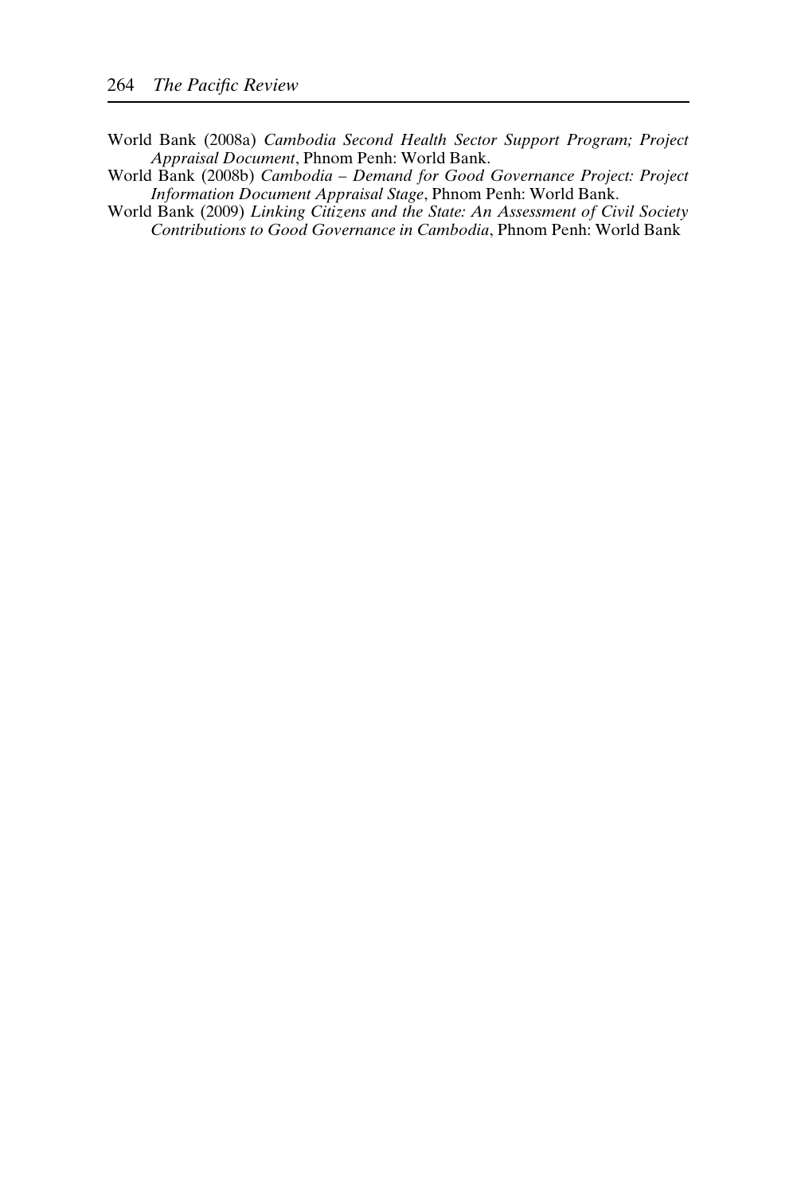World Bank (2008a) *Cambodia Second Health Sector Support Program; Project Appraisal Document*, Phnom Penh: World Bank.

World Bank (2008b) *Cambodia – Demand for Good Governance Project: Project Information Document Appraisal Stage*, Phnom Penh: World Bank.

World Bank (2009) *Linking Citizens and the State: An Assessment of Civil Society Contributions to Good Governance in Cambodia*, Phnom Penh: World Bank